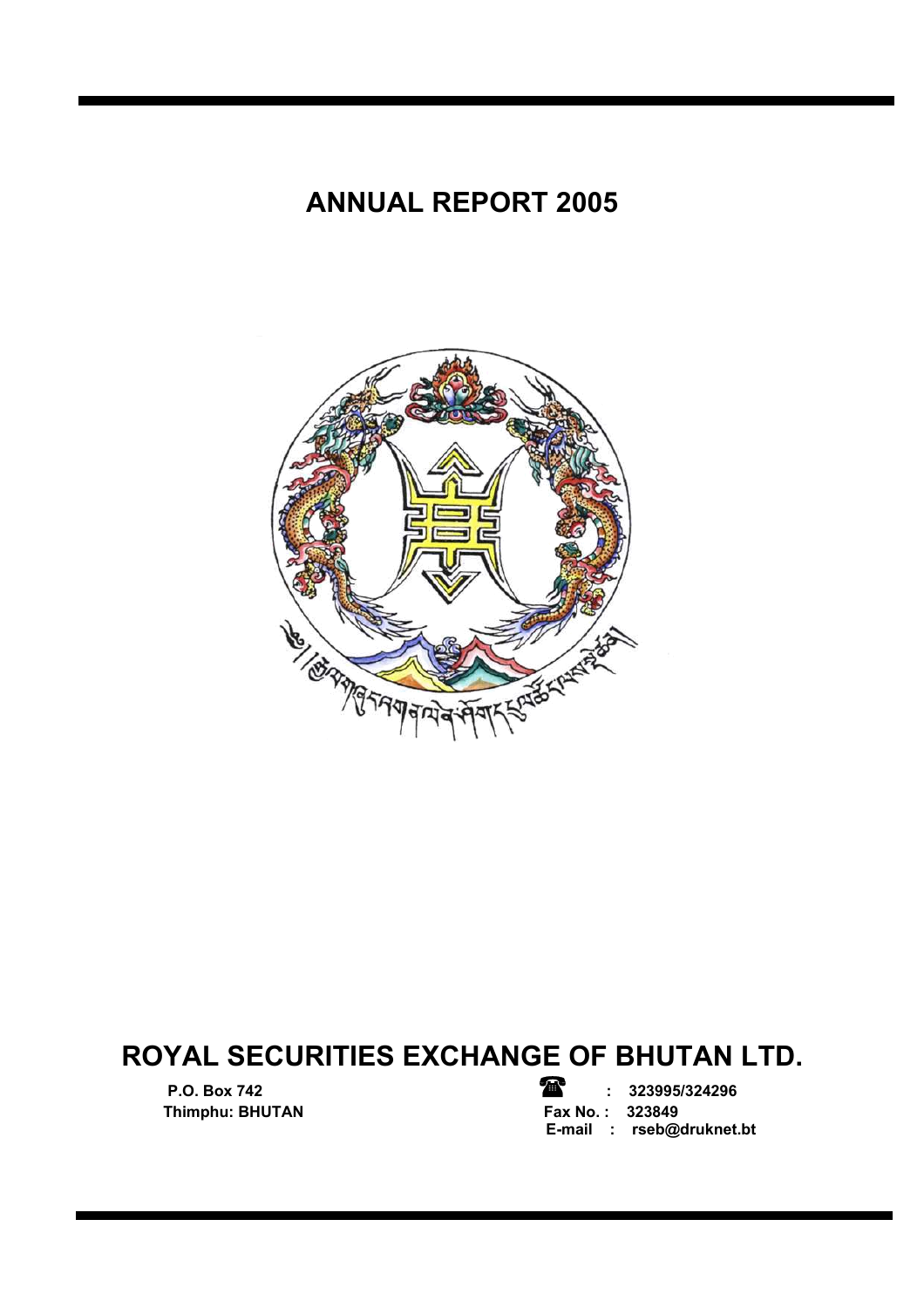# ANNUAL REPORT 2005

# ROYAL SECURITIES EXCHANGE OF BHUTAN LTD.

P.O. Box 742
Thimphu: BHUTAN

☎ : 323995/324296
Fax No. : 323849
E-mail : rseb@druknet.bt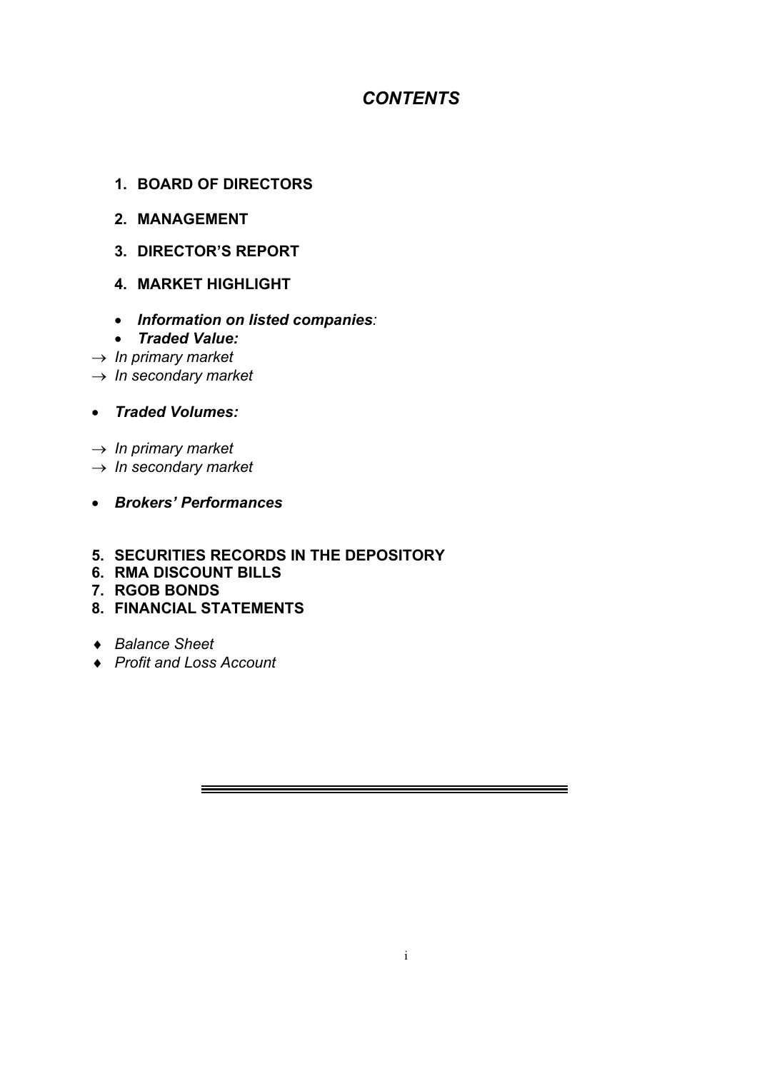# *CONTENTS*

1. **BOARD OF DIRECTORS**
2. **MANAGEMENT**
3. **DIRECTOR'S REPORT**
4. **MARKET HIGHLIGHT**

- ***Information on listed companies**:*
- ***Traded Value:***

→ *In primary market*
→ *In secondary market*

- ***Traded Volumes:***

→ *In primary market*
→ *In secondary market*

- ***Brokers' Performances***

5. **SECURITIES RECORDS IN THE DEPOSITORY**
6. **RMA DISCOUNT BILLS**
7. **RGOB BONDS**
8. **FINANCIAL STATEMENTS**

♦ *Balance Sheet*
♦ *Profit and Loss Account*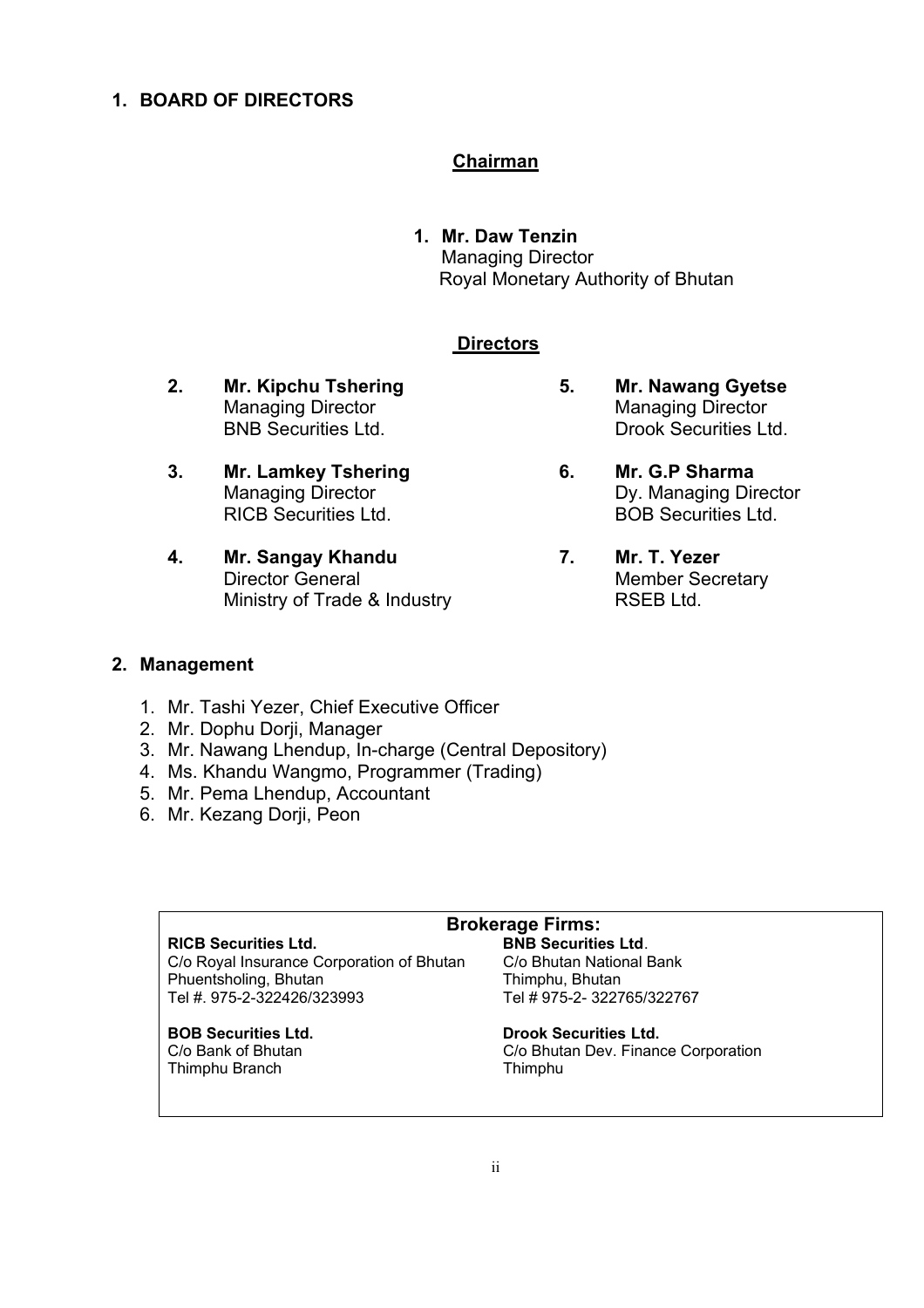## 1. BOARD OF DIRECTORS

### Chairman

1. **Mr. Daw Tenzin**
   Managing Director
   Royal Monetary Authority of Bhutan

### Directors

2. **Mr. Kipchu Tshering**
   Managing Director
   BNB Securities Ltd.

3. **Mr. Lamkey Tshering**
   Managing Director
   RICB Securities Ltd.

4. **Mr. Sangay Khandu**
   Director General
   Ministry of Trade & Industry

5. **Mr. Nawang Gyetse**
   Managing Director
   Drook Securities Ltd.

6. **Mr. G.P Sharma**
   Dy. Managing Director
   BOB Securities Ltd.

7. **Mr. T. Yezer**
   Member Secretary
   RSEB Ltd.

## 2. Management

1. Mr. Tashi Yezer, Chief Executive Officer
2. Mr. Dophu Dorji, Manager
3. Mr. Nawang Lhendup, In-charge (Central Depository)
4. Ms. Khandu Wangmo, Programmer (Trading)
5. Mr. Pema Lhendup, Accountant
6. Mr. Kezang Dorji, Peon

### Brokerage Firms:

**RICB Securities Ltd.**
C/o Royal Insurance Corporation of Bhutan
Phuentsholing, Bhutan
Tel #. 975-2-322426/323993

**BNB Securities Ltd**.
C/o Bhutan National Bank
Thimphu, Bhutan
Tel # 975-2- 322765/322767

**BOB Securities Ltd.**
C/o Bank of Bhutan
Thimphu Branch

**Drook Securities Ltd.**
C/o Bhutan Dev. Finance Corporation
Thimphu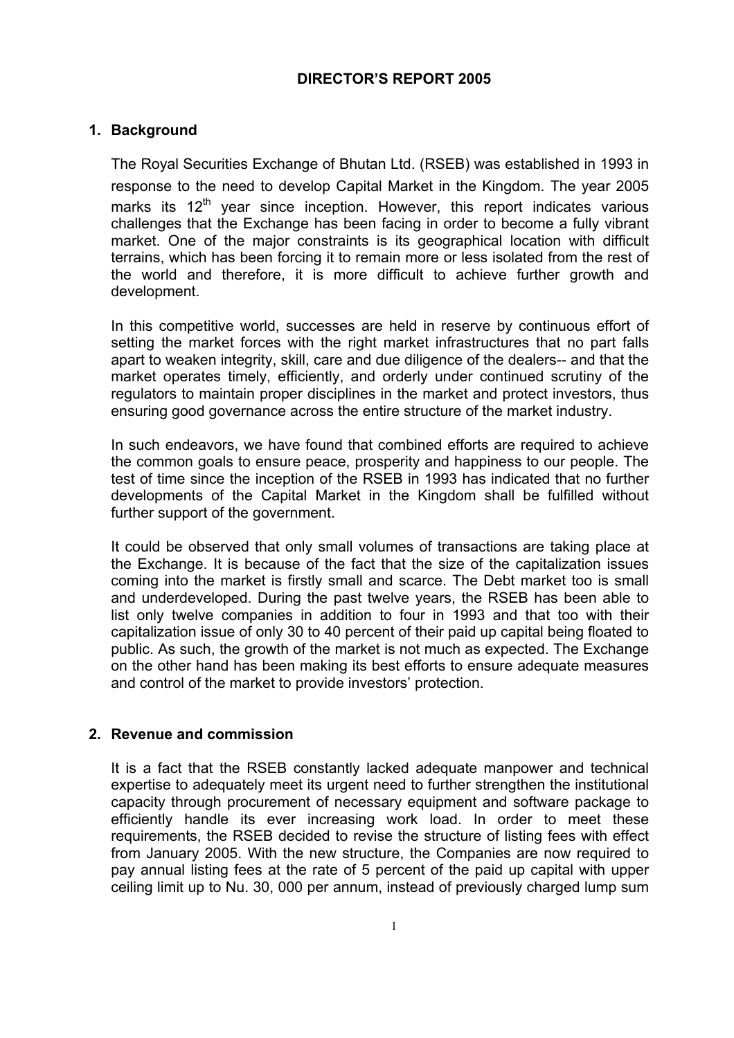# DIRECTOR'S REPORT 2005

## 1. Background

The Royal Securities Exchange of Bhutan Ltd. (RSEB) was established in 1993 in response to the need to develop Capital Market in the Kingdom. The year 2005 marks its 12th year since inception. However, this report indicates various challenges that the Exchange has been facing in order to become a fully vibrant market. One of the major constraints is its geographical location with difficult terrains, which has been forcing it to remain more or less isolated from the rest of the world and therefore, it is more difficult to achieve further growth and development.

In this competitive world, successes are held in reserve by continuous effort of setting the market forces with the right market infrastructures that no part falls apart to weaken integrity, skill, care and due diligence of the dealers-- and that the market operates timely, efficiently, and orderly under continued scrutiny of the regulators to maintain proper disciplines in the market and protect investors, thus ensuring good governance across the entire structure of the market industry.

In such endeavors, we have found that combined efforts are required to achieve the common goals to ensure peace, prosperity and happiness to our people. The test of time since the inception of the RSEB in 1993 has indicated that no further developments of the Capital Market in the Kingdom shall be fulfilled without further support of the government.

It could be observed that only small volumes of transactions are taking place at the Exchange. It is because of the fact that the size of the capitalization issues coming into the market is firstly small and scarce. The Debt market too is small and underdeveloped. During the past twelve years, the RSEB has been able to list only twelve companies in addition to four in 1993 and that too with their capitalization issue of only 30 to 40 percent of their paid up capital being floated to public. As such, the growth of the market is not much as expected. The Exchange on the other hand has been making its best efforts to ensure adequate measures and control of the market to provide investors' protection.

## 2. Revenue and commission

It is a fact that the RSEB constantly lacked adequate manpower and technical expertise to adequately meet its urgent need to further strengthen the institutional capacity through procurement of necessary equipment and software package to efficiently handle its ever increasing work load. In order to meet these requirements, the RSEB decided to revise the structure of listing fees with effect from January 2005. With the new structure, the Companies are now required to pay annual listing fees at the rate of 5 percent of the paid up capital with upper ceiling limit up to Nu. 30, 000 per annum, instead of previously charged lump sum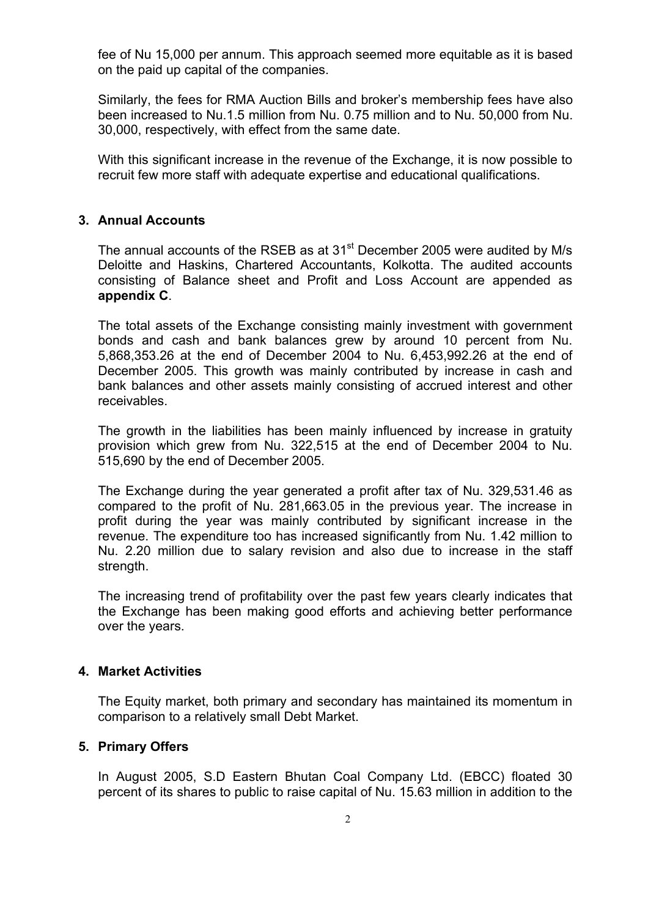fee of Nu 15,000 per annum. This approach seemed more equitable as it is based on the paid up capital of the companies.

Similarly, the fees for RMA Auction Bills and broker's membership fees have also been increased to Nu.1.5 million from Nu. 0.75 million and to Nu. 50,000 from Nu. 30,000, respectively, with effect from the same date.

With this significant increase in the revenue of the Exchange, it is now possible to recruit few more staff with adequate expertise and educational qualifications.

## 3. Annual Accounts

The annual accounts of the RSEB as at 31st December 2005 were audited by M/s Deloitte and Haskins, Chartered Accountants, Kolkotta. The audited accounts consisting of Balance sheet and Profit and Loss Account are appended as **appendix C**.

The total assets of the Exchange consisting mainly investment with government bonds and cash and bank balances grew by around 10 percent from Nu. 5,868,353.26 at the end of December 2004 to Nu. 6,453,992.26 at the end of December 2005. This growth was mainly contributed by increase in cash and bank balances and other assets mainly consisting of accrued interest and other receivables.

The growth in the liabilities has been mainly influenced by increase in gratuity provision which grew from Nu. 322,515 at the end of December 2004 to Nu. 515,690 by the end of December 2005.

The Exchange during the year generated a profit after tax of Nu. 329,531.46 as compared to the profit of Nu. 281,663.05 in the previous year. The increase in profit during the year was mainly contributed by significant increase in the revenue. The expenditure too has increased significantly from Nu. 1.42 million to Nu. 2.20 million due to salary revision and also due to increase in the staff strength.

The increasing trend of profitability over the past few years clearly indicates that the Exchange has been making good efforts and achieving better performance over the years.

## 4. Market Activities

The Equity market, both primary and secondary has maintained its momentum in comparison to a relatively small Debt Market.

## 5. Primary Offers

In August 2005, S.D Eastern Bhutan Coal Company Ltd. (EBCC) floated 30 percent of its shares to public to raise capital of Nu. 15.63 million in addition to the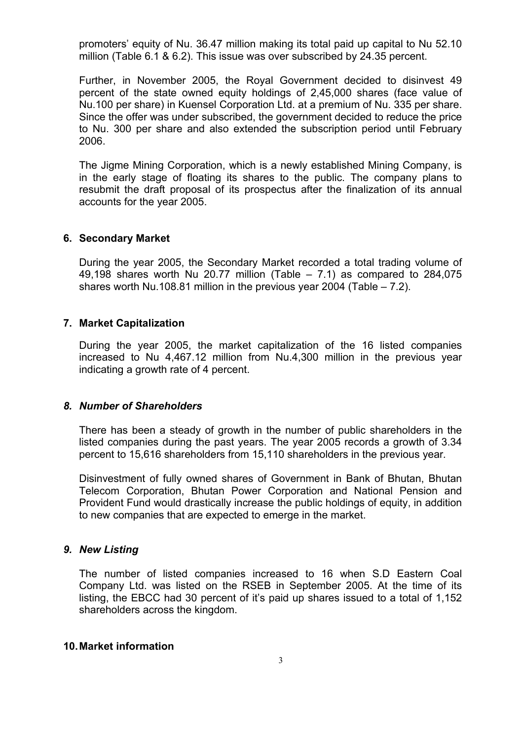promoters' equity of Nu. 36.47 million making its total paid up capital to Nu 52.10 million (Table 6.1 & 6.2). This issue was over subscribed by 24.35 percent.

Further, in November 2005, the Royal Government decided to disinvest 49 percent of the state owned equity holdings of 2,45,000 shares (face value of Nu.100 per share) in Kuensel Corporation Ltd. at a premium of Nu. 335 per share. Since the offer was under subscribed, the government decided to reduce the price to Nu. 300 per share and also extended the subscription period until February 2006.

The Jigme Mining Corporation, which is a newly established Mining Company, is in the early stage of floating its shares to the public. The company plans to resubmit the draft proposal of its prospectus after the finalization of its annual accounts for the year 2005.

## 6. Secondary Market

During the year 2005, the Secondary Market recorded a total trading volume of 49,198 shares worth Nu 20.77 million (Table – 7.1) as compared to 284,075 shares worth Nu.108.81 million in the previous year 2004 (Table – 7.2).

## 7. Market Capitalization

During the year 2005, the market capitalization of the 16 listed companies increased to Nu 4,467.12 million from Nu.4,300 million in the previous year indicating a growth rate of 4 percent.

## *8. Number of Shareholders*

There has been a steady of growth in the number of public shareholders in the listed companies during the past years. The year 2005 records a growth of 3.34 percent to 15,616 shareholders from 15,110 shareholders in the previous year.

Disinvestment of fully owned shares of Government in Bank of Bhutan, Bhutan Telecom Corporation, Bhutan Power Corporation and National Pension and Provident Fund would drastically increase the public holdings of equity, in addition to new companies that are expected to emerge in the market.

## *9. New Listing*

The number of listed companies increased to 16 when S.D Eastern Coal Company Ltd. was listed on the RSEB in September 2005. At the time of its listing, the EBCC had 30 percent of it's paid up shares issued to a total of 1,152 shareholders across the kingdom.

## 10. Market information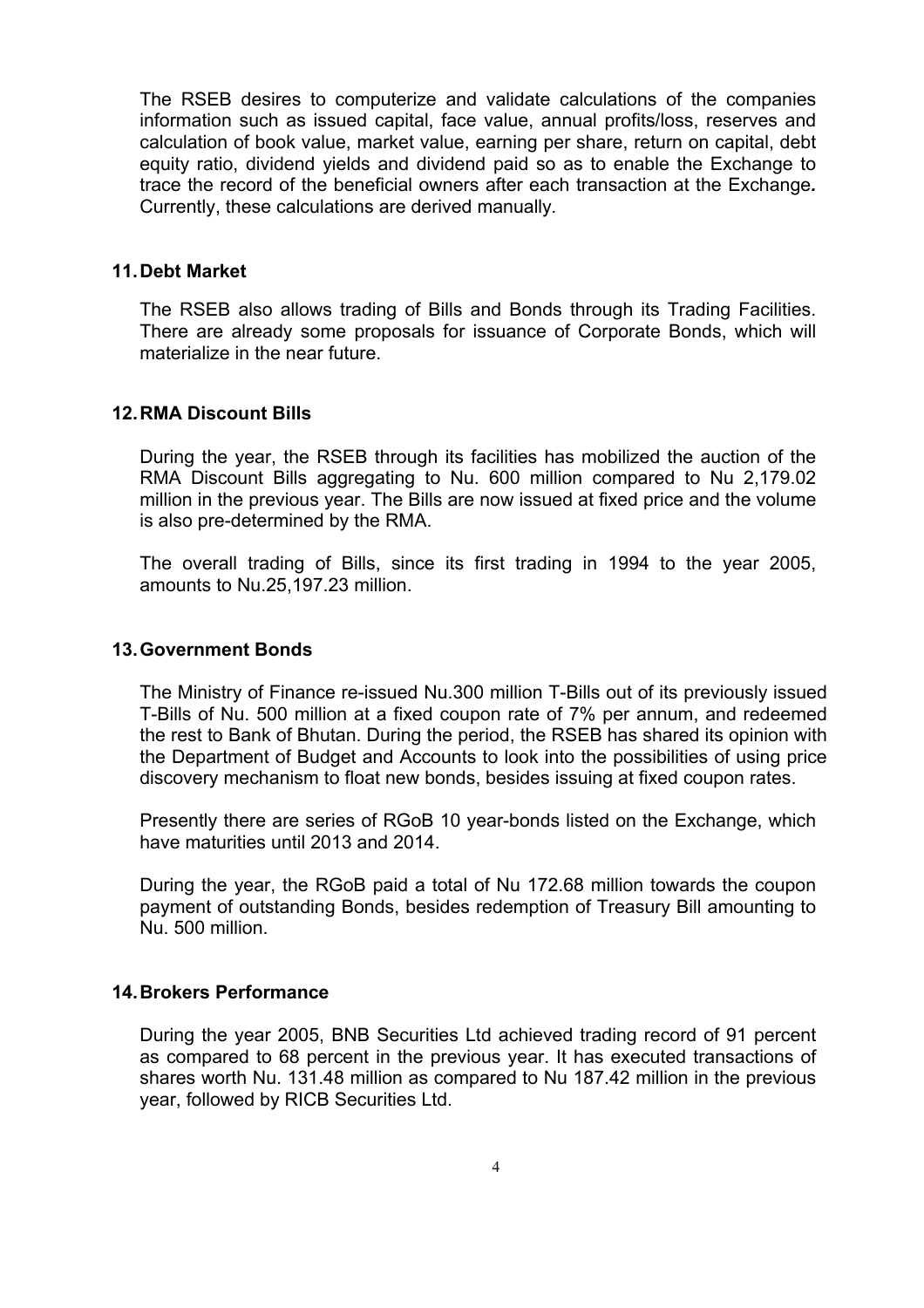The RSEB desires to computerize and validate calculations of the companies information such as issued capital, face value, annual profits/loss, reserves and calculation of book value, market value, earning per share, return on capital, debt equity ratio, dividend yields and dividend paid so as to enable the Exchange to trace the record of the beneficial owners after each transaction at the Exchange**.** Currently, these calculations are derived manually.

## 11. Debt Market

The RSEB also allows trading of Bills and Bonds through its Trading Facilities. There are already some proposals for issuance of Corporate Bonds, which will materialize in the near future.

## 12. RMA Discount Bills

During the year, the RSEB through its facilities has mobilized the auction of the RMA Discount Bills aggregating to Nu. 600 million compared to Nu 2,179.02 million in the previous year. The Bills are now issued at fixed price and the volume is also pre-determined by the RMA.

The overall trading of Bills, since its first trading in 1994 to the year 2005, amounts to Nu.25,197.23 million.

## 13. Government Bonds

The Ministry of Finance re-issued Nu.300 million T-Bills out of its previously issued T-Bills of Nu. 500 million at a fixed coupon rate of 7% per annum, and redeemed the rest to Bank of Bhutan. During the period, the RSEB has shared its opinion with the Department of Budget and Accounts to look into the possibilities of using price discovery mechanism to float new bonds, besides issuing at fixed coupon rates.

Presently there are series of RGoB 10 year-bonds listed on the Exchange, which have maturities until 2013 and 2014.

During the year, the RGoB paid a total of Nu 172.68 million towards the coupon payment of outstanding Bonds, besides redemption of Treasury Bill amounting to Nu. 500 million.

## 14. Brokers Performance

During the year 2005, BNB Securities Ltd achieved trading record of 91 percent as compared to 68 percent in the previous year. It has executed transactions of shares worth Nu. 131.48 million as compared to Nu 187.42 million in the previous year, followed by RICB Securities Ltd.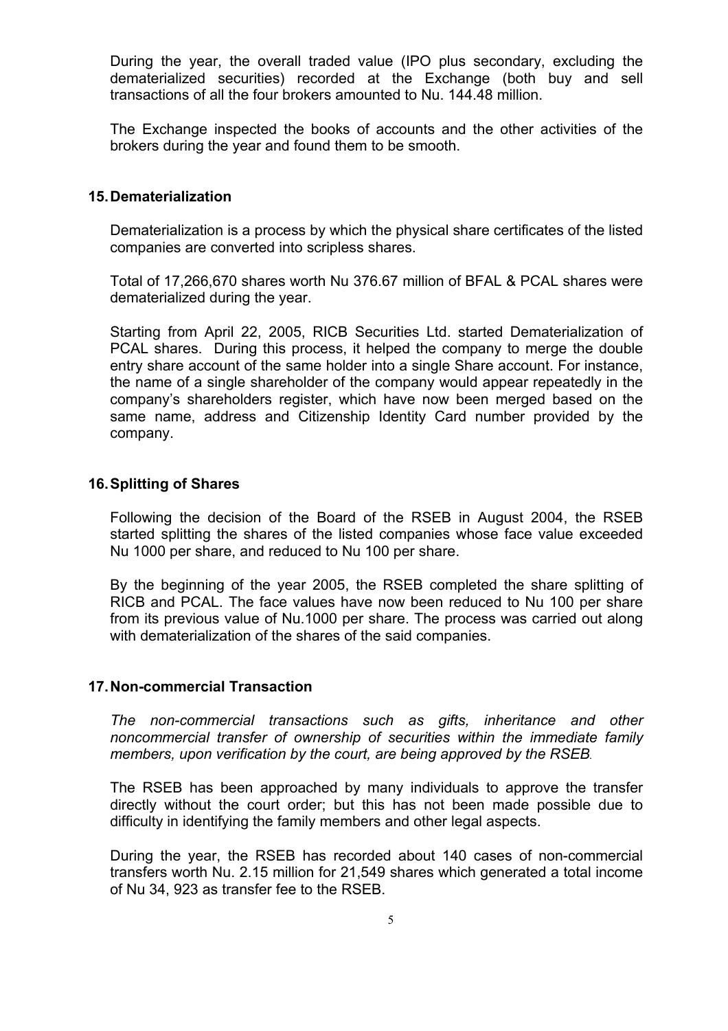During the year, the overall traded value (IPO plus secondary, excluding the dematerialized securities) recorded at the Exchange (both buy and sell transactions of all the four brokers amounted to Nu. 144.48 million.

The Exchange inspected the books of accounts and the other activities of the brokers during the year and found them to be smooth.

## 15. Dematerialization

Dematerialization is a process by which the physical share certificates of the listed companies are converted into scripless shares.

Total of 17,266,670 shares worth Nu 376.67 million of BFAL & PCAL shares were dematerialized during the year.

Starting from April 22, 2005, RICB Securities Ltd. started Dematerialization of PCAL shares. During this process, it helped the company to merge the double entry share account of the same holder into a single Share account. For instance, the name of a single shareholder of the company would appear repeatedly in the company's shareholders register, which have now been merged based on the same name, address and Citizenship Identity Card number provided by the company.

## 16. Splitting of Shares

Following the decision of the Board of the RSEB in August 2004, the RSEB started splitting the shares of the listed companies whose face value exceeded Nu 1000 per share, and reduced to Nu 100 per share.

By the beginning of the year 2005, the RSEB completed the share splitting of RICB and PCAL. The face values have now been reduced to Nu 100 per share from its previous value of Nu.1000 per share. The process was carried out along with dematerialization of the shares of the said companies.

## 17. Non-commercial Transaction

*The non-commercial transactions such as gifts, inheritance and other noncommercial transfer of ownership of securities within the immediate family members, upon verification by the court, are being approved by the RSEB.*

The RSEB has been approached by many individuals to approve the transfer directly without the court order; but this has not been made possible due to difficulty in identifying the family members and other legal aspects.

During the year, the RSEB has recorded about 140 cases of non-commercial transfers worth Nu. 2.15 million for 21,549 shares which generated a total income of Nu 34, 923 as transfer fee to the RSEB.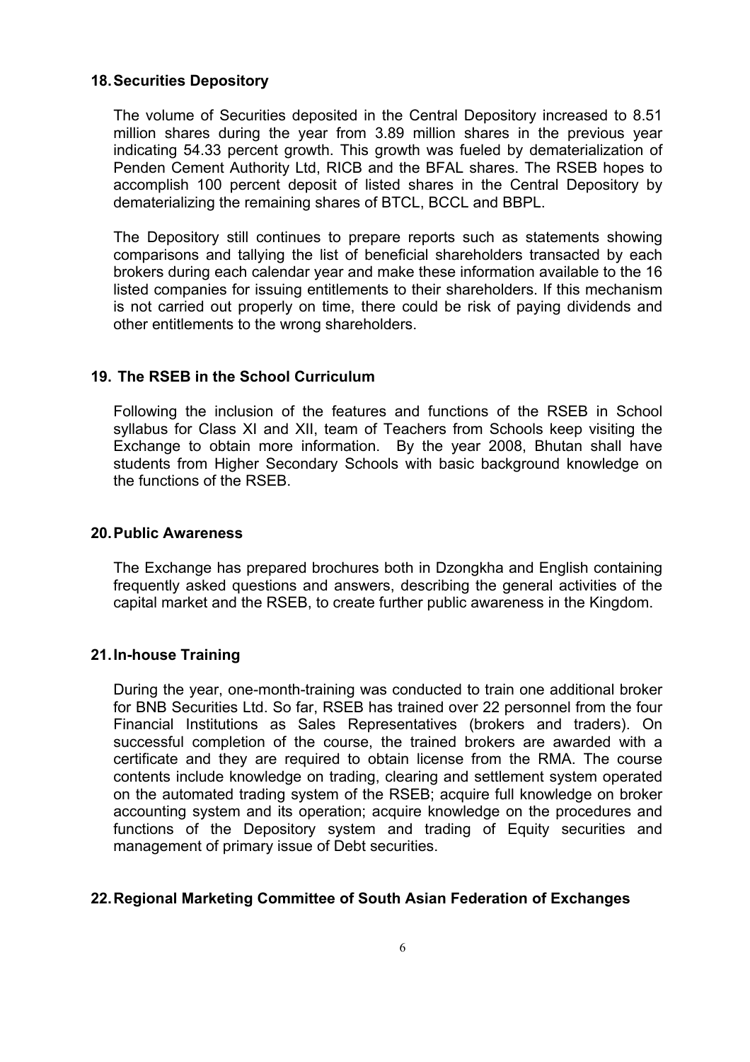## 18. Securities Depository

The volume of Securities deposited in the Central Depository increased to 8.51 million shares during the year from 3.89 million shares in the previous year indicating 54.33 percent growth. This growth was fueled by dematerialization of Penden Cement Authority Ltd, RICB and the BFAL shares. The RSEB hopes to accomplish 100 percent deposit of listed shares in the Central Depository by dematerializing the remaining shares of BTCL, BCCL and BBPL.

The Depository still continues to prepare reports such as statements showing comparisons and tallying the list of beneficial shareholders transacted by each brokers during each calendar year and make these information available to the 16 listed companies for issuing entitlements to their shareholders. If this mechanism is not carried out properly on time, there could be risk of paying dividends and other entitlements to the wrong shareholders.

## 19. The RSEB in the School Curriculum

Following the inclusion of the features and functions of the RSEB in School syllabus for Class XI and XII, team of Teachers from Schools keep visiting the Exchange to obtain more information. By the year 2008, Bhutan shall have students from Higher Secondary Schools with basic background knowledge on the functions of the RSEB.

## 20. Public Awareness

The Exchange has prepared brochures both in Dzongkha and English containing frequently asked questions and answers, describing the general activities of the capital market and the RSEB, to create further public awareness in the Kingdom.

## 21. In-house Training

During the year, one-month-training was conducted to train one additional broker for BNB Securities Ltd. So far, RSEB has trained over 22 personnel from the four Financial Institutions as Sales Representatives (brokers and traders). On successful completion of the course, the trained brokers are awarded with a certificate and they are required to obtain license from the RMA. The course contents include knowledge on trading, clearing and settlement system operated on the automated trading system of the RSEB; acquire full knowledge on broker accounting system and its operation; acquire knowledge on the procedures and functions of the Depository system and trading of Equity securities and management of primary issue of Debt securities.

## 22. Regional Marketing Committee of South Asian Federation of Exchanges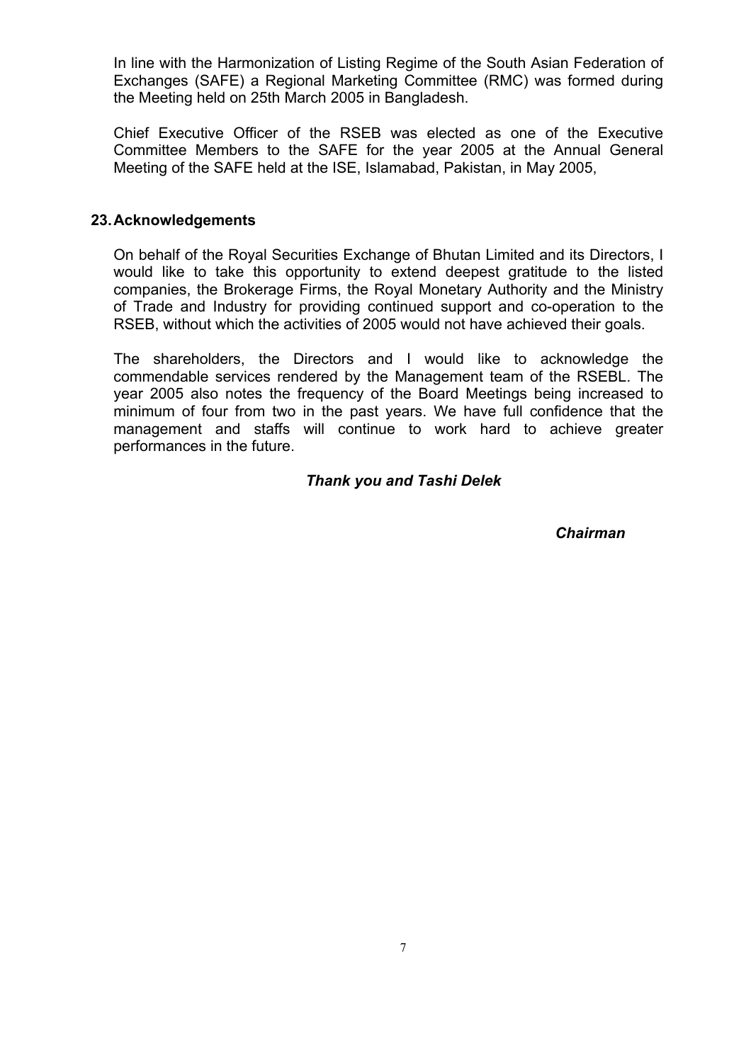In line with the Harmonization of Listing Regime of the South Asian Federation of Exchanges (SAFE) a Regional Marketing Committee (RMC) was formed during the Meeting held on 25th March 2005 in Bangladesh.

Chief Executive Officer of the RSEB was elected as one of the Executive Committee Members to the SAFE for the year 2005 at the Annual General Meeting of the SAFE held at the ISE, Islamabad, Pakistan, in May 2005,

## 23. Acknowledgements

On behalf of the Royal Securities Exchange of Bhutan Limited and its Directors, I would like to take this opportunity to extend deepest gratitude to the listed companies, the Brokerage Firms, the Royal Monetary Authority and the Ministry of Trade and Industry for providing continued support and co-operation to the RSEB, without which the activities of 2005 would not have achieved their goals.

The shareholders, the Directors and I would like to acknowledge the commendable services rendered by the Management team of the RSEBL. The year 2005 also notes the frequency of the Board Meetings being increased to minimum of four from two in the past years. We have full confidence that the management and staffs will continue to work hard to achieve greater performances in the future.

***Thank you and Tashi Delek***

***Chairman***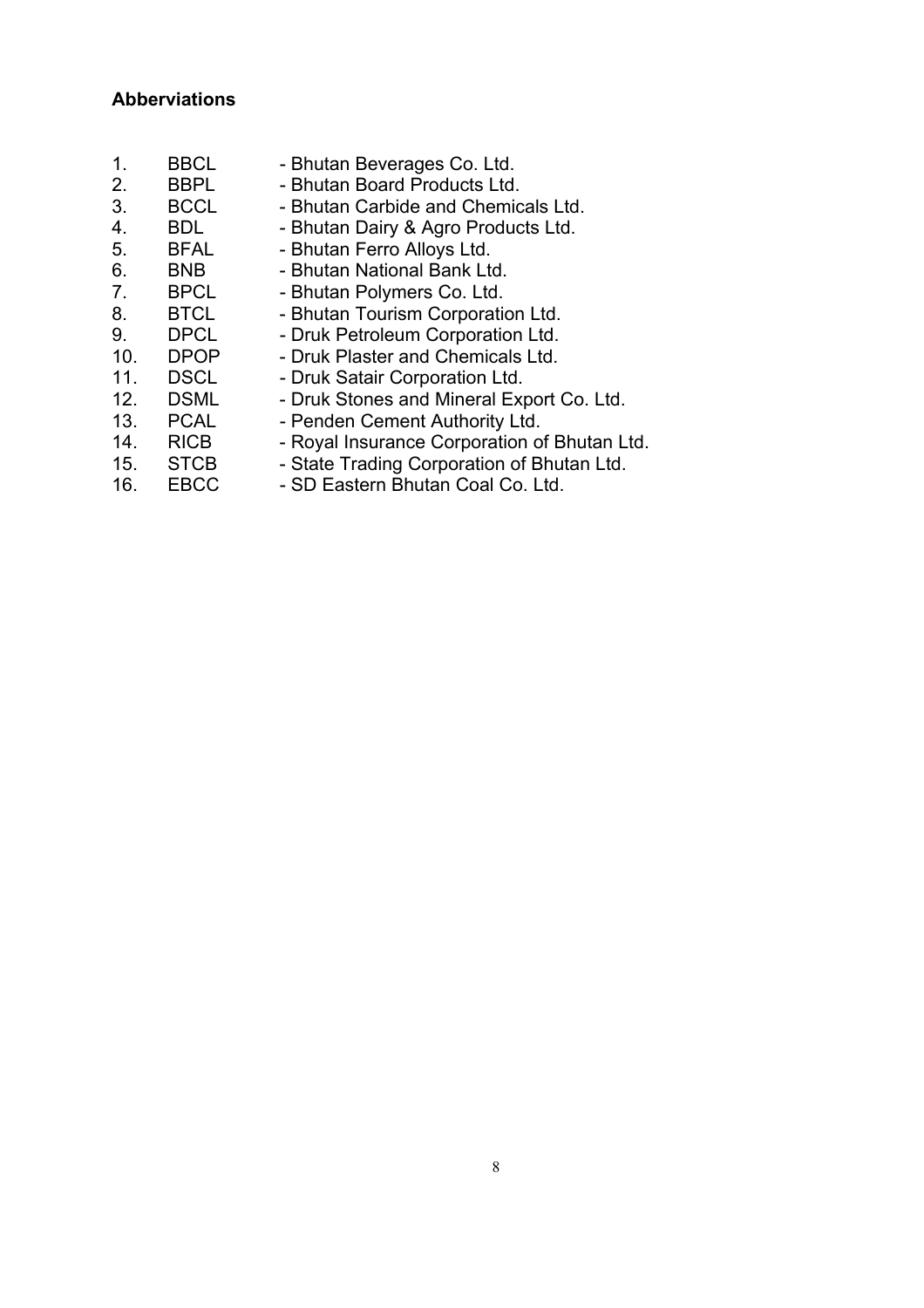**Abberviations**

1. BBCL - Bhutan Beverages Co. Ltd.
2. BBPL - Bhutan Board Products Ltd.
3. BCCL - Bhutan Carbide and Chemicals Ltd.
4. BDL - Bhutan Dairy & Agro Products Ltd.
5. BFAL - Bhutan Ferro Alloys Ltd.
6. BNB - Bhutan National Bank Ltd.
7. BPCL - Bhutan Polymers Co. Ltd.
8. BTCL - Bhutan Tourism Corporation Ltd.
9. DPCL - Druk Petroleum Corporation Ltd.
10. DPOP - Druk Plaster and Chemicals Ltd.
11. DSCL - Druk Satair Corporation Ltd.
12. DSML - Druk Stones and Mineral Export Co. Ltd.
13. PCAL - Penden Cement Authority Ltd.
14. RICB - Royal Insurance Corporation of Bhutan Ltd.
15. STCB - State Trading Corporation of Bhutan Ltd.
16. EBCC - SD Eastern Bhutan Coal Co. Ltd.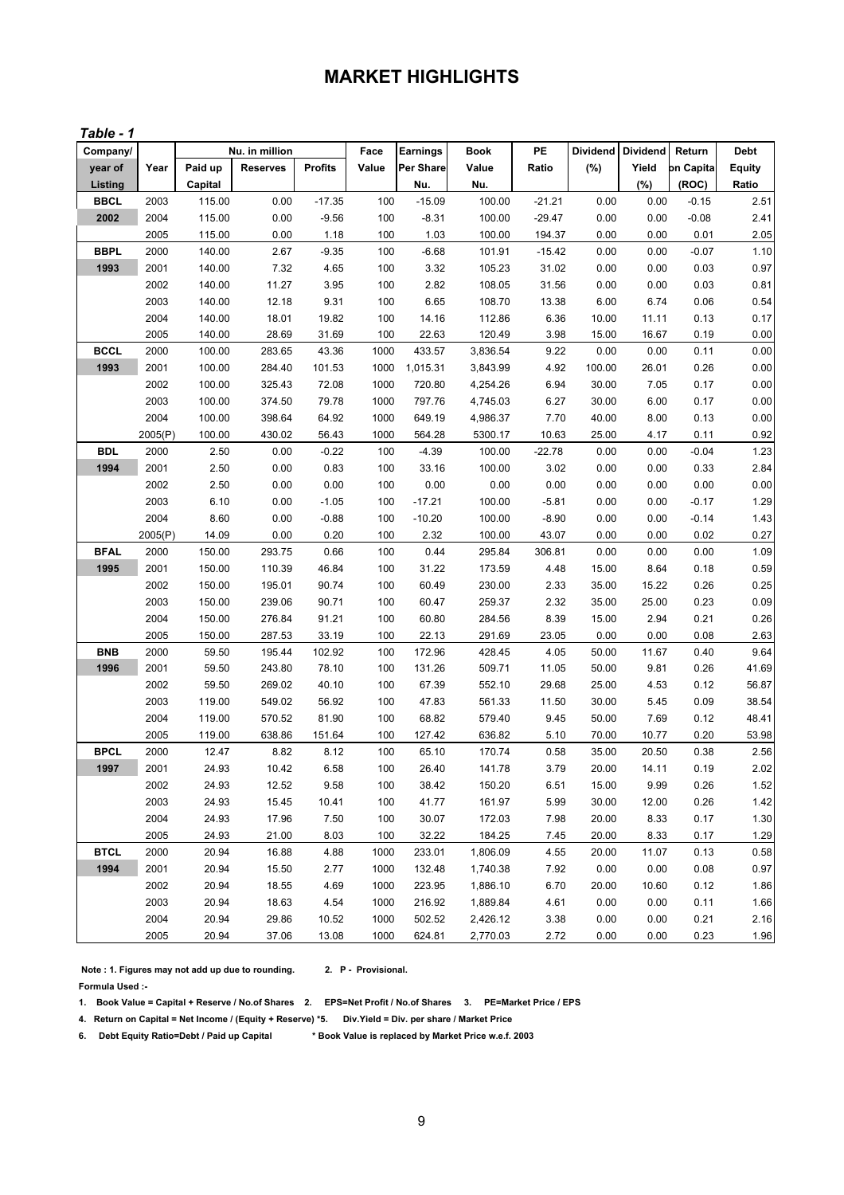# MARKET HIGHLIGHTS

*Table - 1*

| Company/ year of Listing | Year | Nu. in million | | | Face Value | Earnings Per Share Nu. | Book Value Nu. | PE Ratio | Dividend (%) | Dividend Yield (%) | Return on Capital (ROC) | Debt Equity Ratio |
|---|---|---|---|---|---|---|---|---|---|---|---|---|
| | | Paid up Capital | Reserves | Profits | | | | | | | | |
| **BBCL** | 2003 | 115.00 | 0.00 | -17.35 | 100 | -15.09 | 100.00 | -21.21 | 0.00 | 0.00 | -0.15 | 2.51 |
| **2002** | 2004 | 115.00 | 0.00 | -9.56 | 100 | -8.31 | 100.00 | -29.47 | 0.00 | 0.00 | -0.08 | 2.41 |
| | 2005 | 115.00 | 0.00 | 1.18 | 100 | 1.03 | 100.00 | 194.37 | 0.00 | 0.00 | 0.01 | 2.05 |
| **BBPL** | 2000 | 140.00 | 2.67 | -9.35 | 100 | -6.68 | 101.91 | -15.42 | 0.00 | 0.00 | -0.07 | 1.10 |
| **1993** | 2001 | 140.00 | 7.32 | 4.65 | 100 | 3.32 | 105.23 | 31.02 | 0.00 | 0.00 | 0.03 | 0.97 |
| | 2002 | 140.00 | 11.27 | 3.95 | 100 | 2.82 | 108.05 | 31.56 | 0.00 | 0.00 | 0.03 | 0.81 |
| | 2003 | 140.00 | 12.18 | 9.31 | 100 | 6.65 | 108.70 | 13.38 | 6.00 | 6.74 | 0.06 | 0.54 |
| | 2004 | 140.00 | 18.01 | 19.82 | 100 | 14.16 | 112.86 | 6.36 | 10.00 | 11.11 | 0.13 | 0.17 |
| | 2005 | 140.00 | 28.69 | 31.69 | 100 | 22.63 | 120.49 | 3.98 | 15.00 | 16.67 | 0.19 | 0.00 |
| **BCCL** | 2000 | 100.00 | 283.65 | 43.36 | 1000 | 433.57 | 3,836.54 | 9.22 | 0.00 | 0.00 | 0.11 | 0.00 |
| **1993** | 2001 | 100.00 | 284.40 | 101.53 | 1000 | 1,015.31 | 3,843.99 | 4.92 | 100.00 | 26.01 | 0.26 | 0.00 |
| | 2002 | 100.00 | 325.43 | 72.08 | 1000 | 720.80 | 4,254.26 | 6.94 | 30.00 | 7.05 | 0.17 | 0.00 |
| | 2003 | 100.00 | 374.50 | 79.78 | 1000 | 797.76 | 4,745.03 | 6.27 | 30.00 | 6.00 | 0.17 | 0.00 |
| | 2004 | 100.00 | 398.64 | 64.92 | 1000 | 649.19 | 4,986.37 | 7.70 | 40.00 | 8.00 | 0.13 | 0.00 |
| | 2005(P) | 100.00 | 430.02 | 56.43 | 1000 | 564.28 | 5300.17 | 10.63 | 25.00 | 4.17 | 0.11 | 0.92 |
| **BDL** | 2000 | 2.50 | 0.00 | -0.22 | 100 | -4.39 | 100.00 | -22.78 | 0.00 | 0.00 | -0.04 | 1.23 |
| **1994** | 2001 | 2.50 | 0.00 | 0.83 | 100 | 33.16 | 100.00 | 3.02 | 0.00 | 0.00 | 0.33 | 2.84 |
| | 2002 | 2.50 | 0.00 | 0.00 | 100 | 0.00 | 0.00 | 0.00 | 0.00 | 0.00 | 0.00 | 0.00 |
| | 2003 | 6.10 | 0.00 | -1.05 | 100 | -17.21 | 100.00 | -5.81 | 0.00 | 0.00 | -0.17 | 1.29 |
| | 2004 | 8.60 | 0.00 | -0.88 | 100 | -10.20 | 100.00 | -8.90 | 0.00 | 0.00 | -0.14 | 1.43 |
| | 2005(P) | 14.09 | 0.00 | 0.20 | 100 | 2.32 | 100.00 | 43.07 | 0.00 | 0.00 | 0.02 | 0.27 |
| **BFAL** | 2000 | 150.00 | 293.75 | 0.66 | 100 | 0.44 | 295.84 | 306.81 | 0.00 | 0.00 | 0.00 | 1.09 |
| **1995** | 2001 | 150.00 | 110.39 | 46.84 | 100 | 31.22 | 173.59 | 4.48 | 15.00 | 8.64 | 0.18 | 0.59 |
| | 2002 | 150.00 | 195.01 | 90.74 | 100 | 60.49 | 230.00 | 2.33 | 35.00 | 15.22 | 0.26 | 0.25 |
| | 2003 | 150.00 | 239.06 | 90.71 | 100 | 60.47 | 259.37 | 2.32 | 35.00 | 25.00 | 0.23 | 0.09 |
| | 2004 | 150.00 | 276.84 | 91.21 | 100 | 60.80 | 284.56 | 8.39 | 15.00 | 2.94 | 0.21 | 0.26 |
| | 2005 | 150.00 | 287.53 | 33.19 | 100 | 22.13 | 291.69 | 23.05 | 0.00 | 0.00 | 0.08 | 2.63 |
| **BNB** | 2000 | 59.50 | 195.44 | 102.92 | 100 | 172.96 | 428.45 | 4.05 | 50.00 | 11.67 | 0.40 | 9.64 |
| **1996** | 2001 | 59.50 | 243.80 | 78.10 | 100 | 131.26 | 509.71 | 11.05 | 50.00 | 9.81 | 0.26 | 41.69 |
| | 2002 | 59.50 | 269.02 | 40.10 | 100 | 67.39 | 552.10 | 29.68 | 25.00 | 4.53 | 0.12 | 56.87 |
| | 2003 | 119.00 | 549.02 | 56.92 | 100 | 47.83 | 561.33 | 11.50 | 30.00 | 5.45 | 0.09 | 38.54 |
| | 2004 | 119.00 | 570.52 | 81.90 | 100 | 68.82 | 579.40 | 9.45 | 50.00 | 7.69 | 0.12 | 48.41 |
| | 2005 | 119.00 | 638.86 | 151.64 | 100 | 127.42 | 636.82 | 5.10 | 70.00 | 10.77 | 0.20 | 53.98 |
| **BPCL** | 2000 | 12.47 | 8.82 | 8.12 | 100 | 65.10 | 170.74 | 0.58 | 35.00 | 20.50 | 0.38 | 2.56 |
| **1997** | 2001 | 24.93 | 10.42 | 6.58 | 100 | 26.40 | 141.78 | 3.79 | 20.00 | 14.11 | 0.19 | 2.02 |
| | 2002 | 24.93 | 12.52 | 9.58 | 100 | 38.42 | 150.20 | 6.51 | 15.00 | 9.99 | 0.26 | 1.52 |
| | 2003 | 24.93 | 15.45 | 10.41 | 100 | 41.77 | 161.97 | 5.99 | 30.00 | 12.00 | 0.26 | 1.42 |
| | 2004 | 24.93 | 17.96 | 7.50 | 100 | 30.07 | 172.03 | 7.98 | 20.00 | 8.33 | 0.17 | 1.30 |
| | 2005 | 24.93 | 21.00 | 8.03 | 100 | 32.22 | 184.25 | 7.45 | 20.00 | 8.33 | 0.17 | 1.29 |
| **BTCL** | 2000 | 20.94 | 16.88 | 4.88 | 1000 | 233.01 | 1,806.09 | 4.55 | 20.00 | 11.07 | 0.13 | 0.58 |
| **1994** | 2001 | 20.94 | 15.50 | 2.77 | 1000 | 132.48 | 1,740.38 | 7.92 | 0.00 | 0.00 | 0.08 | 0.97 |
| | 2002 | 20.94 | 18.55 | 4.69 | 1000 | 223.95 | 1,886.10 | 6.70 | 20.00 | 10.60 | 0.12 | 1.86 |
| | 2003 | 20.94 | 18.63 | 4.54 | 1000 | 216.92 | 1,889.84 | 4.61 | 0.00 | 0.00 | 0.11 | 1.66 |
| | 2004 | 20.94 | 29.86 | 10.52 | 1000 | 502.52 | 2,426.12 | 3.38 | 0.00 | 0.00 | 0.21 | 2.16 |
| | 2005 | 20.94 | 37.06 | 13.08 | 1000 | 624.81 | 2,770.03 | 2.72 | 0.00 | 0.00 | 0.23 | 1.96 |

**Note : 1. Figures may not add up due to rounding. 2. P - Provisional.**

**Formula Used :-**

**1. Book Value = Capital + Reserve / No.of Shares 2. EPS=Net Profit / No.of Shares 3. PE=Market Price / EPS**

**4. Return on Capital = Net Income / (Equity + Reserve) *5. Div.Yield = Div. per share / Market Price**

**6. Debt Equity Ratio=Debt / Paid up Capital * Book Value is replaced by Market Price w.e.f. 2003**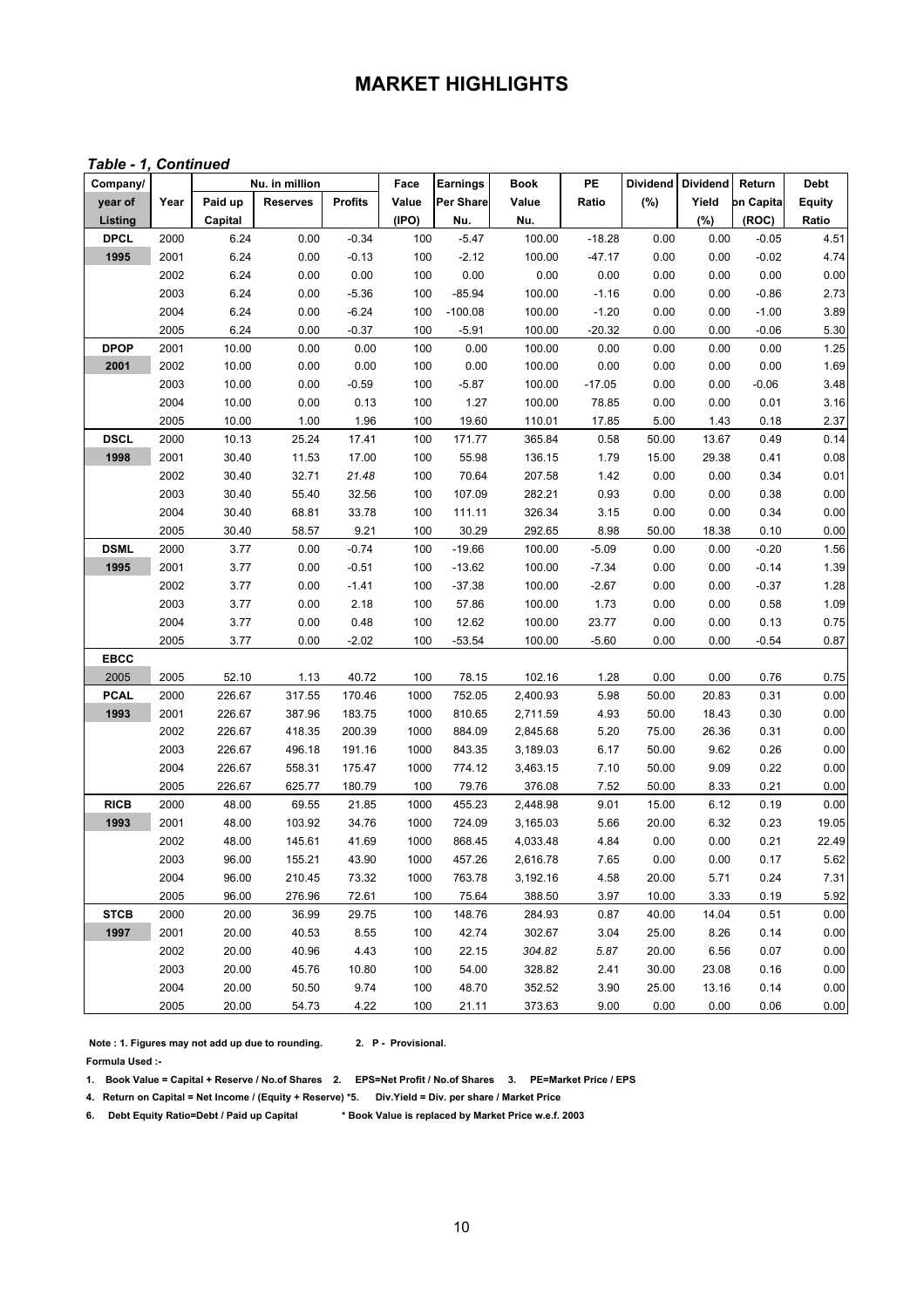# MARKET HIGHLIGHTS

*Table - 1, Continued*

| Company/ year of Listing | Year | Nu. in million | | | Face Value (IPO) | Earnings Per Share Nu. | Book Value Nu. | PE Ratio | Dividend (%) | Dividend Yield (%) | Return on Capital (ROC) | Debt Equity Ratio |
|---|---|---|---|---|---|---|---|---|---|---|---|---|
| | | Paid up Capital | Reserves | Profits | | | | | | | | |
| **DPCL** | 2000 | 6.24 | 0.00 | -0.34 | 100 | -5.47 | 100.00 | -18.28 | 0.00 | 0.00 | -0.05 | 4.51 |
| **1995** | 2001 | 6.24 | 0.00 | -0.13 | 100 | -2.12 | 100.00 | -47.17 | 0.00 | 0.00 | -0.02 | 4.74 |
| | 2002 | 6.24 | 0.00 | 0.00 | 100 | 0.00 | 0.00 | 0.00 | 0.00 | 0.00 | 0.00 | 0.00 |
| | 2003 | 6.24 | 0.00 | -5.36 | 100 | -85.94 | 100.00 | -1.16 | 0.00 | 0.00 | -0.86 | 2.73 |
| | 2004 | 6.24 | 0.00 | -6.24 | 100 | -100.08 | 100.00 | -1.20 | 0.00 | 0.00 | -1.00 | 3.89 |
| | 2005 | 6.24 | 0.00 | -0.37 | 100 | -5.91 | 100.00 | -20.32 | 0.00 | 0.00 | -0.06 | 5.30 |
| **DPOP** | 2001 | 10.00 | 0.00 | 0.00 | 100 | 0.00 | 100.00 | 0.00 | 0.00 | 0.00 | 0.00 | 1.25 |
| **2001** | 2002 | 10.00 | 0.00 | 0.00 | 100 | 0.00 | 100.00 | 0.00 | 0.00 | 0.00 | 0.00 | 1.69 |
| | 2003 | 10.00 | 0.00 | -0.59 | 100 | -5.87 | 100.00 | -17.05 | 0.00 | 0.00 | -0.06 | 3.48 |
| | 2004 | 10.00 | 0.00 | 0.13 | 100 | 1.27 | 100.00 | 78.85 | 0.00 | 0.00 | 0.01 | 3.16 |
| | 2005 | 10.00 | 1.00 | 1.96 | 100 | 19.60 | 110.01 | 17.85 | 5.00 | 1.43 | 0.18 | 2.37 |
| **DSCL** | 2000 | 10.13 | 25.24 | 17.41 | 100 | 171.77 | 365.84 | 0.58 | 50.00 | 13.67 | 0.49 | 0.14 |
| **1998** | 2001 | 30.40 | 11.53 | 17.00 | 100 | 55.98 | 136.15 | 1.79 | 15.00 | 29.38 | 0.41 | 0.08 |
| | 2002 | 30.40 | 32.71 | *21.48* | 100 | 70.64 | 207.58 | 1.42 | 0.00 | 0.00 | 0.34 | 0.01 |
| | 2003 | 30.40 | 55.40 | 32.56 | 100 | 107.09 | 282.21 | 0.93 | 0.00 | 0.00 | 0.38 | 0.00 |
| | 2004 | 30.40 | 68.81 | 33.78 | 100 | 111.11 | 326.34 | 3.15 | 0.00 | 0.00 | 0.34 | 0.00 |
| | 2005 | 30.40 | 58.57 | 9.21 | 100 | 30.29 | 292.65 | 8.98 | 50.00 | 18.38 | 0.10 | 0.00 |
| **DSML** | 2000 | 3.77 | 0.00 | -0.74 | 100 | -19.66 | 100.00 | -5.09 | 0.00 | 0.00 | -0.20 | 1.56 |
| **1995** | 2001 | 3.77 | 0.00 | -0.51 | 100 | -13.62 | 100.00 | -7.34 | 0.00 | 0.00 | -0.14 | 1.39 |
| | 2002 | 3.77 | 0.00 | -1.41 | 100 | -37.38 | 100.00 | -2.67 | 0.00 | 0.00 | -0.37 | 1.28 |
| | 2003 | 3.77 | 0.00 | 2.18 | 100 | 57.86 | 100.00 | 1.73 | 0.00 | 0.00 | 0.58 | 1.09 |
| | 2004 | 3.77 | 0.00 | 0.48 | 100 | 12.62 | 100.00 | 23.77 | 0.00 | 0.00 | 0.13 | 0.75 |
| | 2005 | 3.77 | 0.00 | -2.02 | 100 | -53.54 | 100.00 | -5.60 | 0.00 | 0.00 | -0.54 | 0.87 |
| **EBCC** | | | | | | | | | | | | |
| 2005 | 2005 | 52.10 | 1.13 | 40.72 | 100 | 78.15 | 102.16 | 1.28 | 0.00 | 0.00 | 0.76 | 0.75 |
| **PCAL** | 2000 | 226.67 | 317.55 | 170.46 | 1000 | 752.05 | 2,400.93 | 5.98 | 50.00 | 20.83 | 0.31 | 0.00 |
| **1993** | 2001 | 226.67 | 387.96 | 183.75 | 1000 | 810.65 | 2,711.59 | 4.93 | 50.00 | 18.43 | 0.30 | 0.00 |
| | 2002 | 226.67 | 418.35 | 200.39 | 1000 | 884.09 | 2,845.68 | 5.20 | 75.00 | 26.36 | 0.31 | 0.00 |
| | 2003 | 226.67 | 496.18 | 191.16 | 1000 | 843.35 | 3,189.03 | 6.17 | 50.00 | 9.62 | 0.26 | 0.00 |
| | 2004 | 226.67 | 558.31 | 175.47 | 1000 | 774.12 | 3,463.15 | 7.10 | 50.00 | 9.09 | 0.22 | 0.00 |
| | 2005 | 226.67 | 625.77 | 180.79 | 100 | 79.76 | 376.08 | 7.52 | 50.00 | 8.33 | 0.21 | 0.00 |
| **RICB** | 2000 | 48.00 | 69.55 | 21.85 | 1000 | 455.23 | 2,448.98 | 9.01 | 15.00 | 6.12 | 0.19 | 0.00 |
| **1993** | 2001 | 48.00 | 103.92 | 34.76 | 1000 | 724.09 | 3,165.03 | 5.66 | 20.00 | 6.32 | 0.23 | 19.05 |
| | 2002 | 48.00 | 145.61 | 41.69 | 1000 | 868.45 | 4,033.48 | 4.84 | 0.00 | 0.00 | 0.21 | 22.49 |
| | 2003 | 96.00 | 155.21 | 43.90 | 1000 | 457.26 | 2,616.78 | 7.65 | 0.00 | 0.00 | 0.17 | 5.62 |
| | 2004 | 96.00 | 210.45 | 73.32 | 1000 | 763.78 | 3,192.16 | 4.58 | 20.00 | 5.71 | 0.24 | 7.31 |
| | 2005 | 96.00 | 276.96 | 72.61 | 100 | 75.64 | 388.50 | 3.97 | 10.00 | 3.33 | 0.19 | 5.92 |
| **STCB** | 2000 | 20.00 | 36.99 | 29.75 | 100 | 148.76 | 284.93 | 0.87 | 40.00 | 14.04 | 0.51 | 0.00 |
| **1997** | 2001 | 20.00 | 40.53 | 8.55 | 100 | 42.74 | 302.67 | 3.04 | 25.00 | 8.26 | 0.14 | 0.00 |
| | 2002 | 20.00 | 40.96 | 4.43 | 100 | 22.15 | *304.82* | *5.87* | 20.00 | 6.56 | 0.07 | 0.00 |
| | 2003 | 20.00 | 45.76 | 10.80 | 100 | 54.00 | 328.82 | 2.41 | 30.00 | 23.08 | 0.16 | 0.00 |
| | 2004 | 20.00 | 50.50 | 9.74 | 100 | 48.70 | 352.52 | 3.90 | 25.00 | 13.16 | 0.14 | 0.00 |
| | 2005 | 20.00 | 54.73 | 4.22 | 100 | 21.11 | 373.63 | 9.00 | 0.00 | 0.00 | 0.06 | 0.00 |

**Note : 1. Figures may not add up due to rounding. 2. P - Provisional.**

**Formula Used :-**

**1. Book Value = Capital + Reserve / No.of Shares 2. EPS=Net Profit / No.of Shares 3. PE=Market Price / EPS**

**4. Return on Capital = Net Income / (Equity + Reserve) *5. Div.Yield = Div. per share / Market Price**

**6. Debt Equity Ratio=Debt / Paid up Capital * Book Value is replaced by Market Price w.e.f. 2003**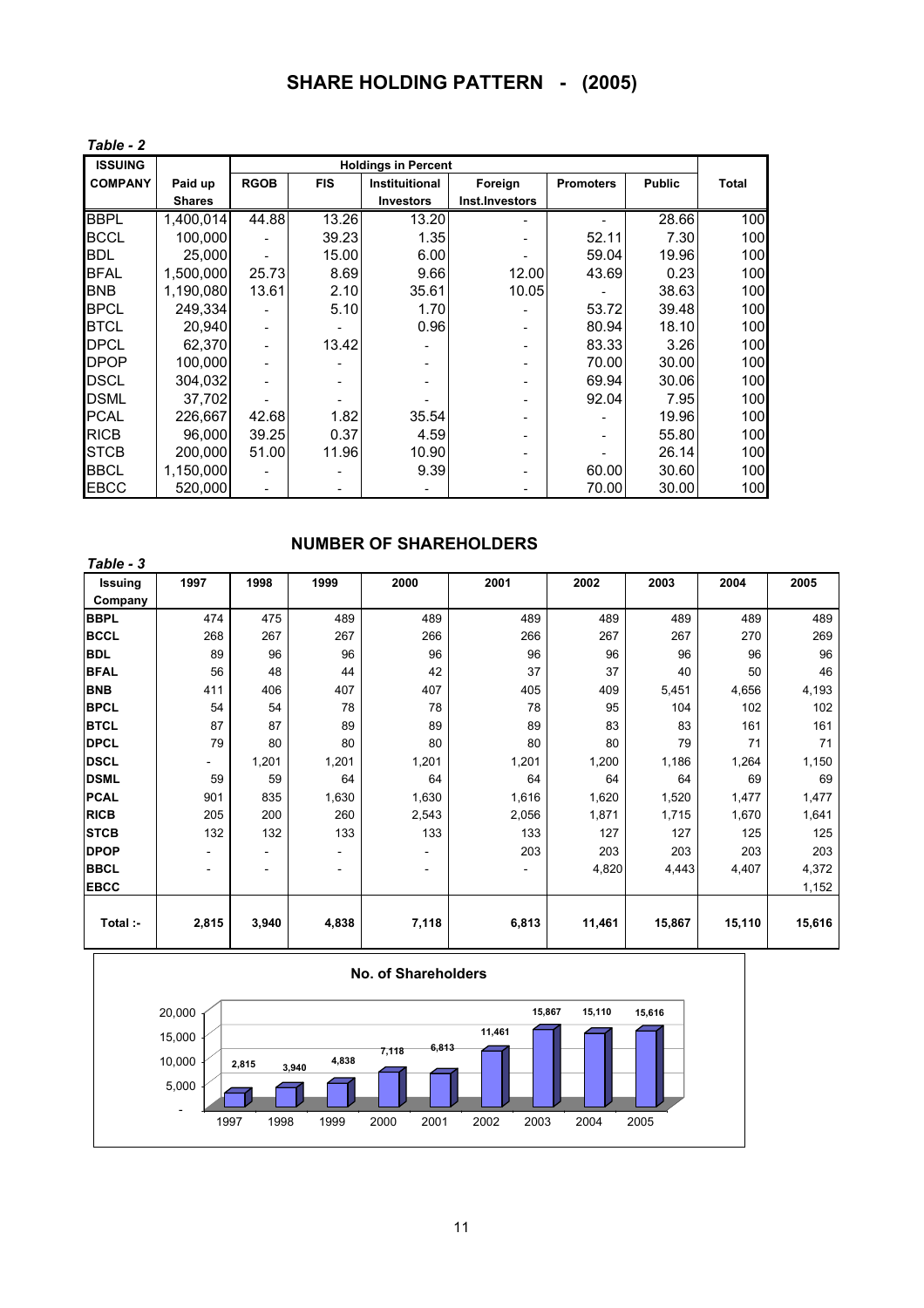# SHARE HOLDING PATTERN - (2005)

*Table - 2*

| ISSUING COMPANY | Paid up Shares | RGOB | FIS | Instituitional Investors | Foreign Inst.Investors | Promoters | Public | Total |
|---|---|---|---|---|---|---|---|---|
| | | Holdings in Percent | | | | | | |
| BBPL | 1,400,014 | 44.88 | 13.26 | 13.20 | - | - | 28.66 | 100 |
| BCCL | 100,000 | - | 39.23 | 1.35 | - | 52.11 | 7.30 | 100 |
| BDL | 25,000 | - | 15.00 | 6.00 | - | 59.04 | 19.96 | 100 |
| BFAL | 1,500,000 | 25.73 | 8.69 | 9.66 | 12.00 | 43.69 | 0.23 | 100 |
| BNB | 1,190,080 | 13.61 | 2.10 | 35.61 | 10.05 | - | 38.63 | 100 |
| BPCL | 249,334 | - | 5.10 | 1.70 | - | 53.72 | 39.48 | 100 |
| BTCL | 20,940 | - | - | 0.96 | - | 80.94 | 18.10 | 100 |
| DPCL | 62,370 | - | 13.42 | - | - | 83.33 | 3.26 | 100 |
| DPOP | 100,000 | - | - | - | - | 70.00 | 30.00 | 100 |
| DSCL | 304,032 | - | - | - | - | 69.94 | 30.06 | 100 |
| DSML | 37,702 | - | - | - | - | 92.04 | 7.95 | 100 |
| PCAL | 226,667 | 42.68 | 1.82 | 35.54 | - | - | 19.96 | 100 |
| RICB | 96,000 | 39.25 | 0.37 | 4.59 | - | - | 55.80 | 100 |
| STCB | 200,000 | 51.00 | 11.96 | 10.90 | - | - | 26.14 | 100 |
| BBCL | 1,150,000 | - | - | 9.39 | - | 60.00 | 30.60 | 100 |
| EBCC | 520,000 | - | - | - | - | 70.00 | 30.00 | 100 |

## NUMBER OF SHAREHOLDERS

*Table - 3*

| Issuing Company | 1997 | 1998 | 1999 | 2000 | 2001 | 2002 | 2003 | 2004 | 2005 |
|---|---|---|---|---|---|---|---|---|---|
| **BBPL** | 474 | 475 | 489 | 489 | 489 | 489 | 489 | 489 | 489 |
| **BCCL** | 268 | 267 | 267 | 266 | 266 | 267 | 267 | 270 | 269 |
| **BDL** | 89 | 96 | 96 | 96 | 96 | 96 | 96 | 96 | 96 |
| **BFAL** | 56 | 48 | 44 | 42 | 37 | 37 | 40 | 50 | 46 |
| **BNB** | 411 | 406 | 407 | 407 | 405 | 409 | 5,451 | 4,656 | 4,193 |
| **BPCL** | 54 | 54 | 78 | 78 | 78 | 78 | 95 | 104 | 102 | 102 |
| **BTCL** | 87 | 87 | 89 | 89 | 89 | 83 | 83 | 161 | 161 |
| **DPCL** | 79 | 80 | 80 | 80 | 80 | 80 | 79 | 71 | 71 |
| **DSCL** | - | 1,201 | 1,201 | 1,201 | 1,201 | 1,200 | 1,186 | 1,264 | 1,150 |
| **DSML** | 59 | 59 | 64 | 64 | 64 | 64 | 64 | 69 | 69 |
| **PCAL** | 901 | 835 | 1,630 | 1,630 | 1,616 | 1,620 | 1,520 | 1,477 | 1,477 |
| **RICB** | 205 | 200 | 260 | 2,543 | 2,056 | 1,871 | 1,715 | 1,670 | 1,641 |
| **STCB** | 132 | 132 | 133 | 133 | 133 | 127 | 127 | 125 | 125 |
| **DPOP** | - | - | - | - | 203 | 203 | 203 | 203 | 203 |
| **BBCL** | - | - | - | - | - | 4,820 | 4,443 | 4,407 | 4,372 |
| **EBCC** | | | | | | | | | 1,152 |
| **Total :-** | **2,815** | **3,940** | **4,838** | **7,118** | **6,813** | **11,461** | **15,867** | **15,110** | **15,616** |

**No. of Shareholders**

| Year | 1997 | 1998 | 1999 | 2000 | 2001 | 2002 | 2003 | 2004 | 2005 |
|---|---|---|---|---|---|---|---|---|---|
| No. of Shareholders | 2,815 | 3,940 | 4,838 | 7,118 | 6,813 | 11,461 | 15,867 | 15,110 | 15,616 |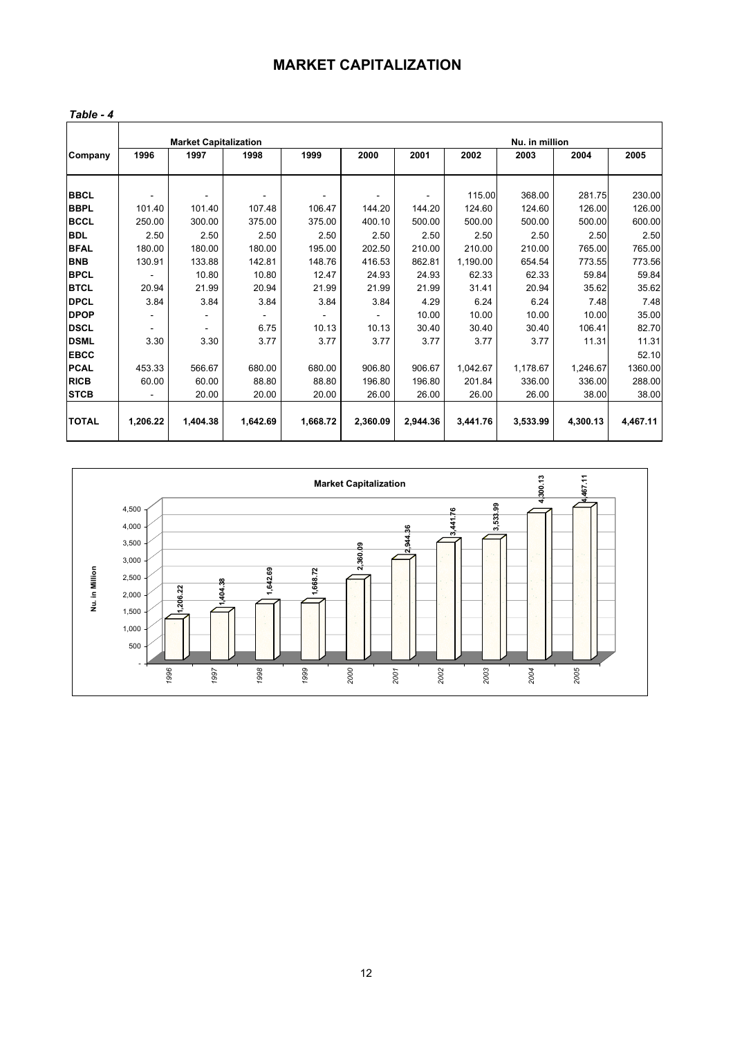# MARKET CAPITALIZATION

*Table - 4*

| Company | Market Capitalization | | | | | | | Nu. in million | | |
|---|---|---|---|---|---|---|---|---|---|---|
| | 1996 | 1997 | 1998 | 1999 | 2000 | 2001 | 2002 | 2003 | 2004 | 2005 |
| **BBCL** | - | - | - | - | - | - | 115.00 | 368.00 | 281.75 | 230.00 |
| **BBPL** | 101.40 | 101.40 | 107.48 | 106.47 | 144.20 | 144.20 | 124.60 | 124.60 | 126.00 | 126.00 |
| **BCCL** | 250.00 | 300.00 | 375.00 | 375.00 | 400.10 | 500.00 | 500.00 | 500.00 | 500.00 | 600.00 |
| **BDL** | 2.50 | 2.50 | 2.50 | 2.50 | 2.50 | 2.50 | 2.50 | 2.50 | 2.50 | 2.50 |
| **BFAL** | 180.00 | 180.00 | 180.00 | 195.00 | 202.50 | 210.00 | 210.00 | 210.00 | 765.00 | 765.00 |
| **BNB** | 130.91 | 133.88 | 142.81 | 148.76 | 416.53 | 862.81 | 1,190.00 | 654.54 | 773.55 | 773.56 |
| **BPCL** | - | 10.80 | 10.80 | 12.47 | 24.93 | 24.93 | 62.33 | 62.33 | 59.84 | 59.84 |
| **BTCL** | 20.94 | 21.99 | 20.94 | 21.99 | 21.99 | 21.99 | 31.41 | 20.94 | 35.62 | 35.62 |
| **DPCL** | 3.84 | 3.84 | 3.84 | 3.84 | 3.84 | 4.29 | 6.24 | 6.24 | 7.48 | 7.48 |
| **DPOP** | - | - | - | - | - | 10.00 | 10.00 | 10.00 | 10.00 | 35.00 |
| **DSCL** | - | - | 6.75 | 10.13 | 10.13 | 30.40 | 30.40 | 30.40 | 106.41 | 82.70 |
| **DSML** | 3.30 | 3.30 | 3.77 | 3.77 | 3.77 | 3.77 | 3.77 | 3.77 | 11.31 | 11.31 |
| **EBCC** | | | | | | | | | | 52.10 |
| **PCAL** | 453.33 | 566.67 | 680.00 | 680.00 | 906.80 | 906.67 | 1,042.67 | 1,178.67 | 1,246.67 | 1360.00 |
| **RICB** | 60.00 | 60.00 | 88.80 | 88.80 | 196.80 | 196.80 | 201.84 | 336.00 | 336.00 | 288.00 |
| **STCB** | - | 20.00 | 20.00 | 20.00 | 26.00 | 26.00 | 26.00 | 26.00 | 38.00 | 38.00 |
| **TOTAL** | **1,206.22** | **1,404.38** | **1,642.69** | **1,668.72** | **2,360.09** | **2,944.36** | **3,441.76** | **3,533.99** | **4,300.13** | **4,467.11** |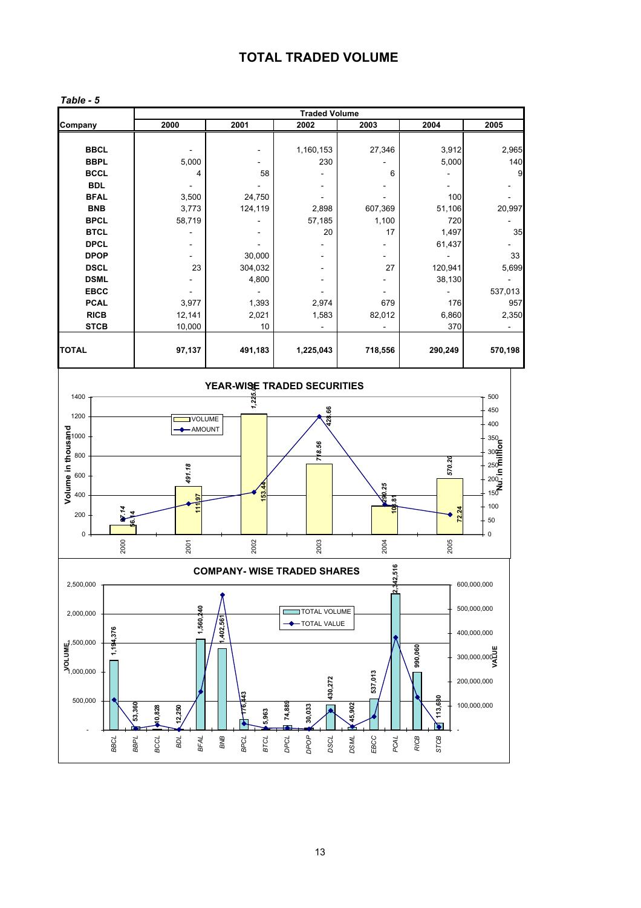# TOTAL TRADED VOLUME

*Table - 5*

| Company | Traded Volume | | | | | |
|---|---|---|---|---|---|---|
| | 2000 | 2001 | 2002 | 2003 | 2004 | 2005 |
| BBCL | - | - | 1,160,153 | 27,346 | 3,912 | 2,965 |
| BBPL | 5,000 | - | 230 | - | 5,000 | 140 |
| BCCL | 4 | 58 | - | 6 | - | 9 |
| BDL | - | - | - | - | - | - |
| BFAL | 3,500 | 24,750 | - | - | 100 | - |
| BNB | 3,773 | 124,119 | 2,898 | 607,369 | 51,106 | 20,997 |
| BPCL | 58,719 | - | 57,185 | 1,100 | 720 | - |
| BTCL | - | - | 20 | 17 | 1,497 | 35 |
| DPCL | - | - | - | - | 61,437 | - |
| DPOP | - | 30,000 | - | - | - | 33 |
| DSCL | 23 | 304,032 | - | 27 | 120,941 | 5,699 |
| DSML | - | 4,800 | - | - | 38,130 | - |
| EBCC | - | - | - | - | - | 537,013 |
| PCAL | 3,977 | 1,393 | 2,974 | 679 | 176 | 957 |
| RICB | 12,141 | 2,021 | 1,583 | 82,012 | 6,860 | 2,350 |
| STCB | 10,000 | 10 | - | - | 370 | - |
| **TOTAL** | **97,137** | **491,183** | **1,225,043** | **718,556** | **290,249** | **570,198** |

**YEAR-WISE TRADED SECURITIES**

**COMPANY- WISE TRADED SHARES**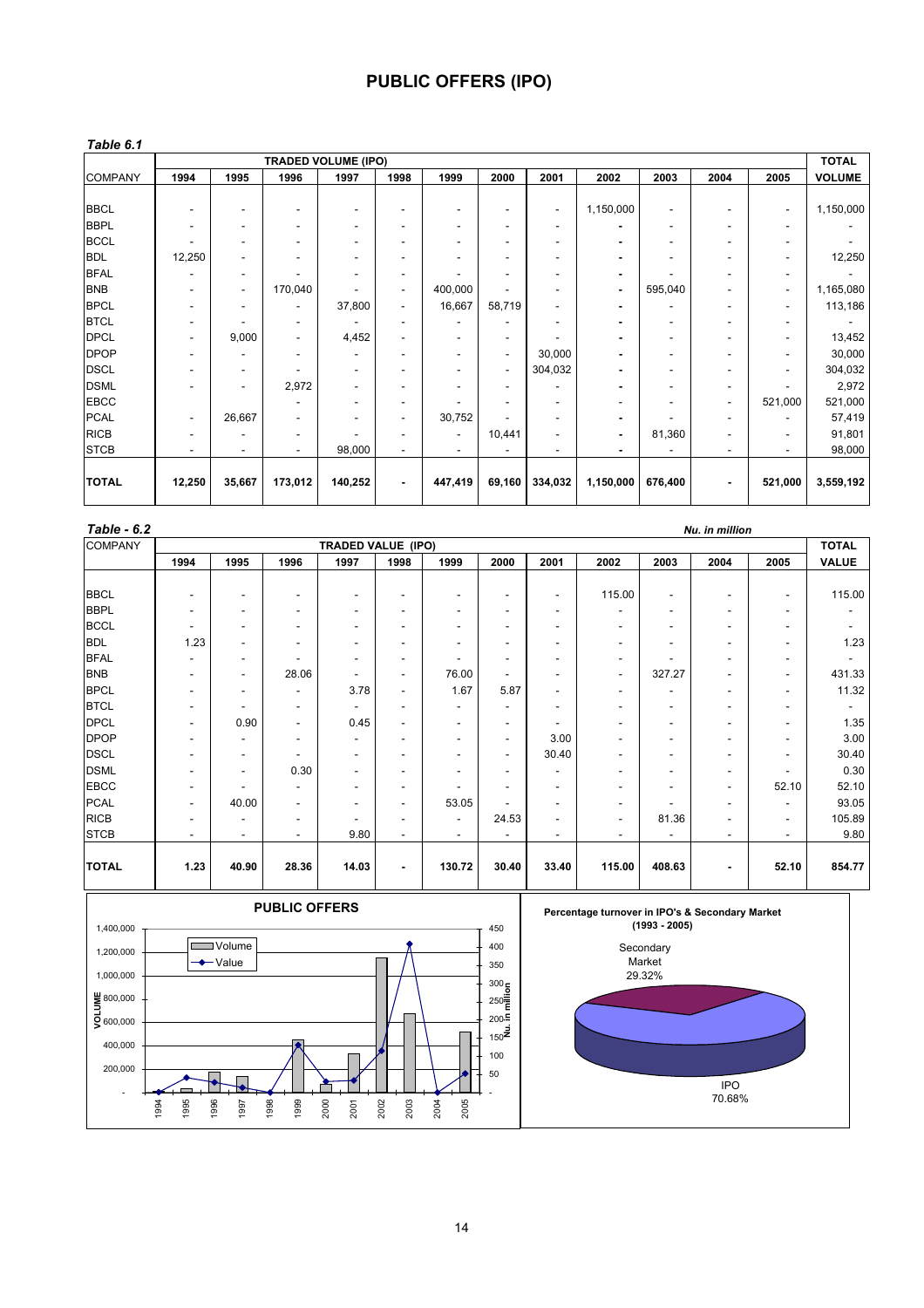# PUBLIC OFFERS (IPO)

*Table 6.1*

| COMPANY | TRADED VOLUME (IPO) | | | | | | | | | | | | TOTAL |
|---|---|---|---|---|---|---|---|---|---|---|---|---|---|
| | 1994 | 1995 | 1996 | 1997 | 1998 | 1999 | 2000 | 2001 | 2002 | 2003 | 2004 | 2005 | VOLUME |
| BBCL | - | - | - | - | - | - | - | - | 1,150,000 | - | - | - | 1,150,000 |
| BBPL | - | - | - | - | - | - | - | - | - | - | - | - | - |
| BCCL | - | - | - | - | - | - | - | - | - | - | - | - | - |
| BDL | 12,250 | - | - | - | - | - | - | - | - | - | - | - | 12,250 |
| BFAL | - | - | - | - | - | - | - | - | - | - | - | - | - |
| BNB | - | - | 170,040 | - | - | 400,000 | - | - | - | 595,040 | - | - | 1,165,080 |
| BPCL | - | - | - | 37,800 | - | 16,667 | 58,719 | - | - | - | - | - | 113,186 |
| BTCL | - | - | - | - | - | - | - | - | - | - | - | - | - |
| DPCL | - | 9,000 | - | 4,452 | - | - | - | - | - | - | - | - | 13,452 |
| DPOP | - | - | - | - | - | - | - | 30,000 | - | - | - | - | 30,000 |
| DSCL | - | - | - | - | - | - | - | 304,032 | - | - | - | - | 304,032 |
| DSML | - | - | 2,972 | - | - | - | - | - | - | - | - | - | 2,972 |
| EBCC | | | - | - | - | - | - | - | - | - | - | 521,000 | 521,000 |
| PCAL | - | 26,667 | - | - | - | 30,752 | - | - | - | - | - | - | 57,419 |
| RICB | - | - | - | - | - | - | 10,441 | - | - | 81,360 | - | - | 91,801 |
| STCB | - | - | - | 98,000 | - | - | - | - | - | - | - | - | 98,000 |
| **TOTAL** | **12,250** | **35,667** | **173,012** | **140,252** | **-** | **447,419** | **69,160** | **334,032** | **1,150,000** | **676,400** | **-** | **521,000** | **3,559,192** |

*Table - 6.2* *Nu. in million*

| COMPANY | TRADED VALUE (IPO) | | | | | | | | | | | | TOTAL |
|---|---|---|---|---|---|---|---|---|---|---|---|---|---|
| | 1994 | 1995 | 1996 | 1997 | 1998 | 1999 | 2000 | 2001 | 2002 | 2003 | 2004 | 2005 | VALUE |
| BBCL | - | - | - | - | - | - | - | - | 115.00 | - | - | - | 115.00 |
| BBPL | - | - | - | - | - | - | - | - | - | - | - | - | - |
| BCCL | - | - | - | - | - | - | - | - | - | - | - | - | - |
| BDL | 1.23 | - | - | - | - | - | - | - | - | - | - | - | 1.23 |
| BFAL | - | - | - | - | - | - | - | - | - | - | - | - | - |
| BNB | - | - | 28.06 | - | - | 76.00 | - | - | - | 327.27 | - | - | 431.33 |
| BPCL | - | - | - | 3.78 | - | 1.67 | 5.87 | - | - | - | - | - | 11.32 |
| BTCL | - | - | - | - | - | - | - | - | - | - | - | - | - |
| DPCL | - | 0.90 | - | 0.45 | - | - | - | - | - | - | - | - | 1.35 |
| DPOP | - | - | - | - | - | - | - | 3.00 | - | - | - | - | 3.00 |
| DSCL | - | - | - | - | - | - | - | 30.40 | - | - | - | - | 30.40 |
| DSML | - | - | 0.30 | - | - | - | - | - | - | - | - | - | 0.30 |
| EBCC | - | - | - | - | - | - | - | - | - | - | - | 52.10 | 52.10 |
| PCAL | - | 40.00 | - | - | - | 53.05 | - | - | - | - | - | - | 93.05 |
| RICB | - | - | - | - | - | - | 24.53 | - | - | 81.36 | - | - | 105.89 |
| STCB | - | - | - | 9.80 | - | - | - | - | - | - | - | - | 9.80 |
| **TOTAL** | **1.23** | **40.90** | **28.36** | **14.03** | **-** | **130.72** | **30.40** | **33.40** | **115.00** | **408.63** | **-** | **52.10** | **854.77** |

**PUBLIC OFFERS**

**Percentage turnover in IPO's & Secondary Market (1993 - 2005)**

Secondary Market 29.32%

IPO 70.68%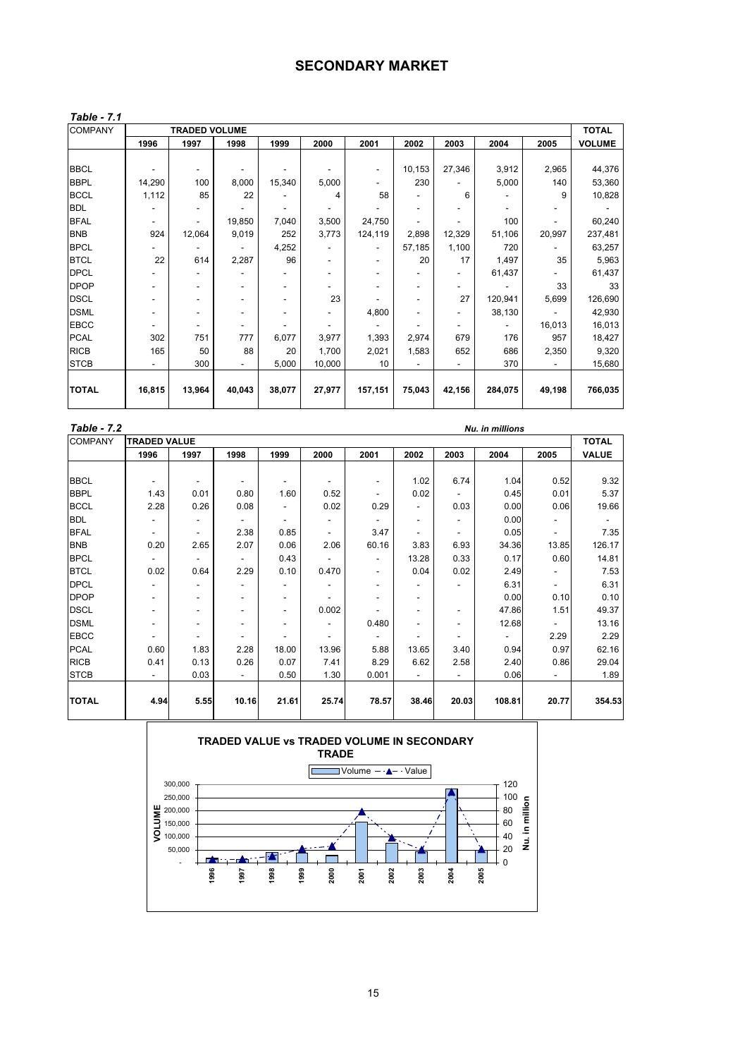# SECONDARY MARKET

*Table - 7.1*

| COMPANY | TRADED VOLUME | | | | | | | | | | TOTAL |
|---|---|---|---|---|---|---|---|---|---|---|---|
| | 1996 | 1997 | 1998 | 1999 | 2000 | 2001 | 2002 | 2003 | 2004 | 2005 | VOLUME |
| BBCL | - | - | - | - | - | - | 10,153 | 27,346 | 3,912 | 2,965 | 44,376 |
| BBPL | 14,290 | 100 | 8,000 | 15,340 | 5,000 | - | 230 | - | 5,000 | 140 | 53,360 |
| BCCL | 1,112 | 85 | 22 | - | 4 | 58 | - | 6 | - | 9 | 10,828 |
| BDL | - | - | - | - | - | - | - | - | - | - | - |
| BFAL | - | - | 19,850 | 7,040 | 3,500 | 24,750 | - | - | 100 | - | 60,240 |
| BNB | 924 | 12,064 | 9,019 | 252 | 3,773 | 124,119 | 2,898 | 12,329 | 51,106 | 20,997 | 237,481 |
| BPCL | - | - | - | 4,252 | - | - | 57,185 | 1,100 | 720 | - | 63,257 |
| BTCL | 22 | 614 | 2,287 | 96 | - | - | 20 | 17 | 1,497 | 35 | 5,963 |
| DPCL | - | - | - | - | - | - | - | - | 61,437 | - | 61,437 |
| DPOP | - | - | - | - | - | - | - | - | - | 33 | 33 |
| DSCL | - | - | - | - | 23 | - | - | 27 | 120,941 | 5,699 | 126,690 |
| DSML | - | - | - | - | - | 4,800 | - | - | 38,130 | - | 42,930 |
| EBCC | - | - | - | - | - | - | - | - | - | 16,013 | 16,013 |
| PCAL | 302 | 751 | 777 | 6,077 | 3,977 | 1,393 | 2,974 | 679 | 176 | 957 | 18,427 |
| RICB | 165 | 50 | 88 | 20 | 1,700 | 2,021 | 1,583 | 652 | 686 | 2,350 | 9,320 |
| STCB | - | 300 | - | 5,000 | 10,000 | 10 | - | - | 370 | - | 15,680 |
| **TOTAL** | **16,815** | **13,964** | **40,043** | **38,077** | **27,977** | **157,151** | **75,043** | **42,156** | **284,075** | **49,198** | **766,035** |

*Table - 7.2* *Nu. in millions*

| COMPANY | TRADED VALUE | | | | | | | | | | TOTAL |
|---|---|---|---|---|---|---|---|---|---|---|---|
| | 1996 | 1997 | 1998 | 1999 | 2000 | 2001 | 2002 | 2003 | 2004 | 2005 | VALUE |
| BBCL | - | - | - | - | - | - | 1.02 | 6.74 | 1.04 | 0.52 | 9.32 |
| BBPL | 1.43 | 0.01 | 0.80 | 1.60 | 0.52 | - | 0.02 | - | 0.45 | 0.01 | 5.37 |
| BCCL | 2.28 | 0.26 | 0.08 | - | 0.02 | 0.29 | - | 0.03 | 0.00 | 0.06 | 19.66 |
| BDL | - | - | - | - | - | - | - | - | 0.00 | - | - |
| BFAL | - | - | 2.38 | 0.85 | - | 3.47 | - | - | 0.05 | - | 7.35 |
| BNB | 0.20 | 2.65 | 2.07 | 0.06 | 2.06 | 60.16 | 3.83 | 6.93 | 34.36 | 13.85 | 126.17 |
| BPCL | - | - | - | 0.43 | - | - | 13.28 | 0.33 | 0.17 | 0.60 | 14.81 |
| BTCL | 0.02 | 0.64 | 2.29 | 0.10 | 0.470 | - | 0.04 | 0.02 | 2.49 | - | 7.53 |
| DPCL | - | - | - | - | - | - | - | - | 6.31 | - | 6.31 |
| DPOP | - | - | - | - | - | - | - | | 0.00 | 0.10 | 0.10 |
| DSCL | - | - | - | - | 0.002 | - | - | - | 47.86 | 1.51 | 49.37 |
| DSML | - | - | - | - | - | 0.480 | - | - | 12.68 | - | 13.16 |
| EBCC | - | - | - | - | - | - | - | - | - | 2.29 | 2.29 |
| PCAL | 0.60 | 1.83 | 2.28 | 18.00 | 13.96 | 5.88 | 13.65 | 3.40 | 0.94 | 0.97 | 62.16 |
| RICB | 0.41 | 0.13 | 0.26 | 0.07 | 7.41 | 8.29 | 6.62 | 2.58 | 2.40 | 0.86 | 29.04 |
| STCB | - | 0.03 | - | 0.50 | 1.30 | 0.001 | - | - | 0.06 | - | 1.89 |
| **TOTAL** | **4.94** | **5.55** | **10.16** | **21.61** | **25.74** | **78.57** | **38.46** | **20.03** | **108.81** | **20.77** | **354.53** |

**TRADED VALUE vs TRADED VOLUME IN SECONDARY TRADE**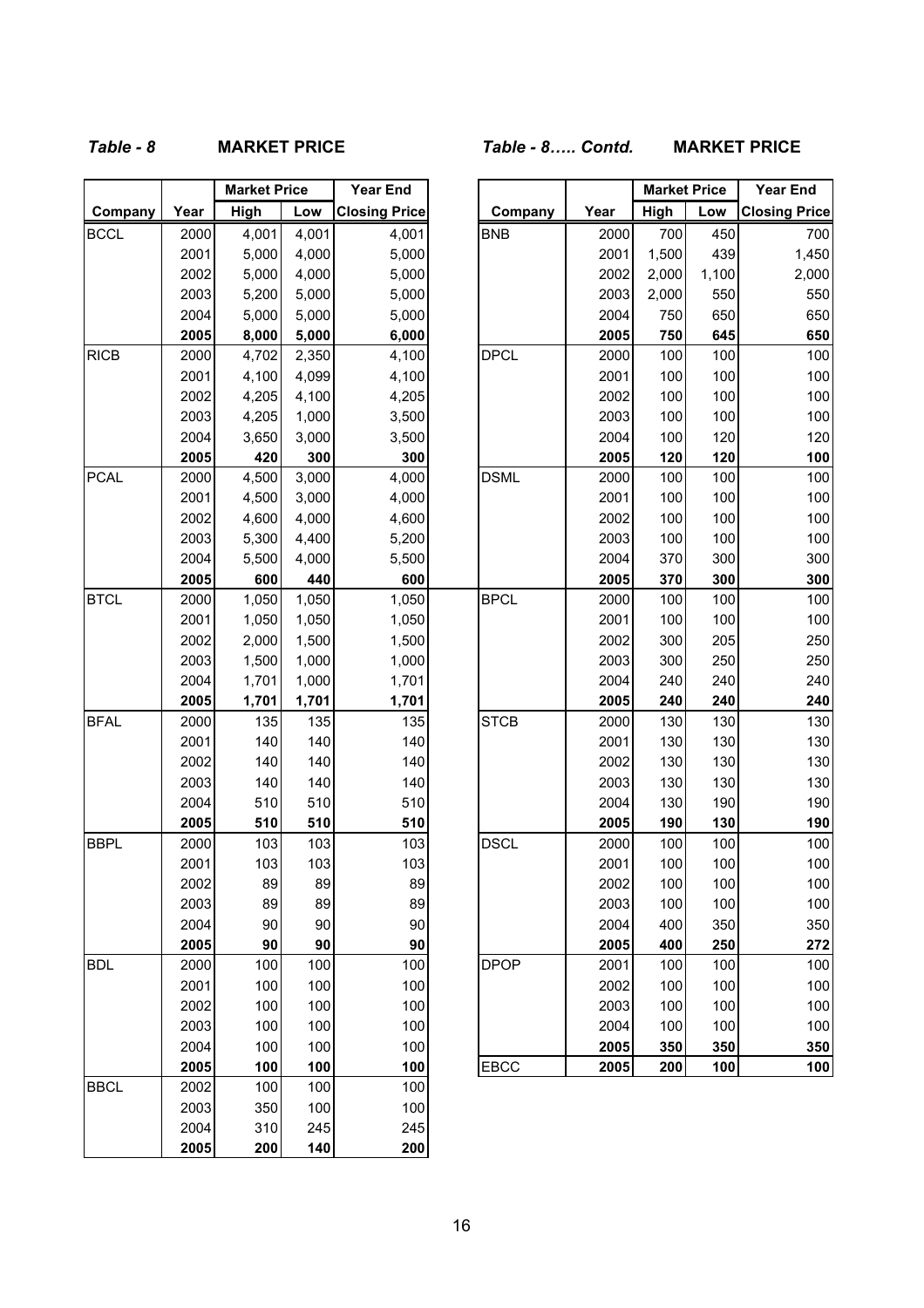*Table - 8* **MARKET PRICE**

| Company | Year | Market Price | | Year End |
|---|---|---|---|---|
| | | High | Low | Closing Price |
| BCCL | 2000 | 4,001 | 4,001 | 4,001 |
| | 2001 | 5,000 | 4,000 | 5,000 |
| | 2002 | 5,000 | 4,000 | 5,000 |
| | 2003 | 5,200 | 5,000 | 5,000 |
| | 2004 | 5,000 | 5,000 | 5,000 |
| | **2005** | **8,000** | **5,000** | **6,000** |
| RICB | 2000 | 4,702 | 2,350 | 4,100 |
| | 2001 | 4,100 | 4,099 | 4,100 |
| | 2002 | 4,205 | 4,100 | 4,205 |
| | 2003 | 4,205 | 1,000 | 3,500 |
| | 2004 | 3,650 | 3,000 | 3,500 |
| | **2005** | **420** | **300** | **300** |
| PCAL | 2000 | 4,500 | 3,000 | 4,000 |
| | 2001 | 4,500 | 3,000 | 4,000 |
| | 2002 | 4,600 | 4,000 | 4,600 |
| | 2003 | 5,300 | 4,400 | 5,200 |
| | 2004 | 5,500 | 4,000 | 5,500 |
| | **2005** | **600** | **440** | **600** |
| BTCL | 2000 | 1,050 | 1,050 | 1,050 |
| | 2001 | 1,050 | 1,050 | 1,050 |
| | 2002 | 2,000 | 1,500 | 1,500 |
| | 2003 | 1,500 | 1,000 | 1,000 |
| | 2004 | 1,701 | 1,000 | 1,701 |
| | **2005** | **1,701** | **1,701** | **1,701** |
| BFAL | 2000 | 135 | 135 | 135 |
| | 2001 | 140 | 140 | 140 |
| | 2002 | 140 | 140 | 140 |
| | 2003 | 140 | 140 | 140 |
| | 2004 | 510 | 510 | 510 |
| | **2005** | **510** | **510** | **510** |
| BBPL | 2000 | 103 | 103 | 103 |
| | 2001 | 103 | 103 | 103 |
| | 2002 | 89 | 89 | 89 |
| | 2003 | 89 | 89 | 89 |
| | 2004 | 90 | 90 | 90 |
| | **2005** | **90** | **90** | **90** |
| BDL | 2000 | 100 | 100 | 100 |
| | 2001 | 100 | 100 | 100 |
| | 2002 | 100 | 100 | 100 |
| | 2003 | 100 | 100 | 100 |
| | 2004 | 100 | 100 | 100 |
| | **2005** | **100** | **100** | **100** |
| BBCL | 2002 | 100 | 100 | 100 |
| | 2003 | 350 | 100 | 100 |
| | 2004 | 310 | 245 | 245 |
| | **2005** | **200** | **140** | **200** |

*Table - 8….. Contd.* **MARKET PRICE**

| Company | Year | Market Price | | Year End |
|---|---|---|---|---|
| | | High | Low | Closing Price |
| BNB | 2000 | 700 | 450 | 700 |
| | 2001 | 1,500 | 439 | 1,450 |
| | 2002 | 2,000 | 1,100 | 2,000 |
| | 2003 | 2,000 | 550 | 550 |
| | 2004 | 750 | 650 | 650 |
| | **2005** | **750** | **645** | **650** |
| DPCL | 2000 | 100 | 100 | 100 |
| | 2001 | 100 | 100 | 100 |
| | 2002 | 100 | 100 | 100 |
| | 2003 | 100 | 100 | 100 |
| | 2004 | 100 | 120 | 120 |
| | **2005** | **120** | **120** | **100** |
| DSML | 2000 | 100 | 100 | 100 |
| | 2001 | 100 | 100 | 100 |
| | 2002 | 100 | 100 | 100 |
| | 2003 | 100 | 100 | 100 |
| | 2004 | 370 | 300 | 300 |
| | **2005** | **370** | **300** | **300** |
| BPCL | 2000 | 100 | 100 | 100 |
| | 2001 | 100 | 100 | 100 |
| | 2002 | 300 | 205 | 250 |
| | 2003 | 300 | 250 | 250 |
| | 2004 | 240 | 240 | 240 |
| | **2005** | **240** | **240** | **240** |
| STCB | 2000 | 130 | 130 | 130 |
| | 2001 | 130 | 130 | 130 |
| | 2002 | 130 | 130 | 130 |
| | 2003 | 130 | 130 | 130 |
| | 2004 | 130 | 190 | 190 |
| | **2005** | **190** | **130** | **190** |
| DSCL | 2000 | 100 | 100 | 100 |
| | 2001 | 100 | 100 | 100 |
| | 2002 | 100 | 100 | 100 |
| | 2003 | 100 | 100 | 100 |
| | 2004 | 400 | 350 | 350 |
| | **2005** | **400** | **250** | **272** |
| DPOP | 2001 | 100 | 100 | 100 |
| | 2002 | 100 | 100 | 100 |
| | 2003 | 100 | 100 | 100 |
| | 2004 | 100 | 100 | 100 |
| | **2005** | **350** | **350** | **350** |
| EBCC | **2005** | **200** | **100** | **100** |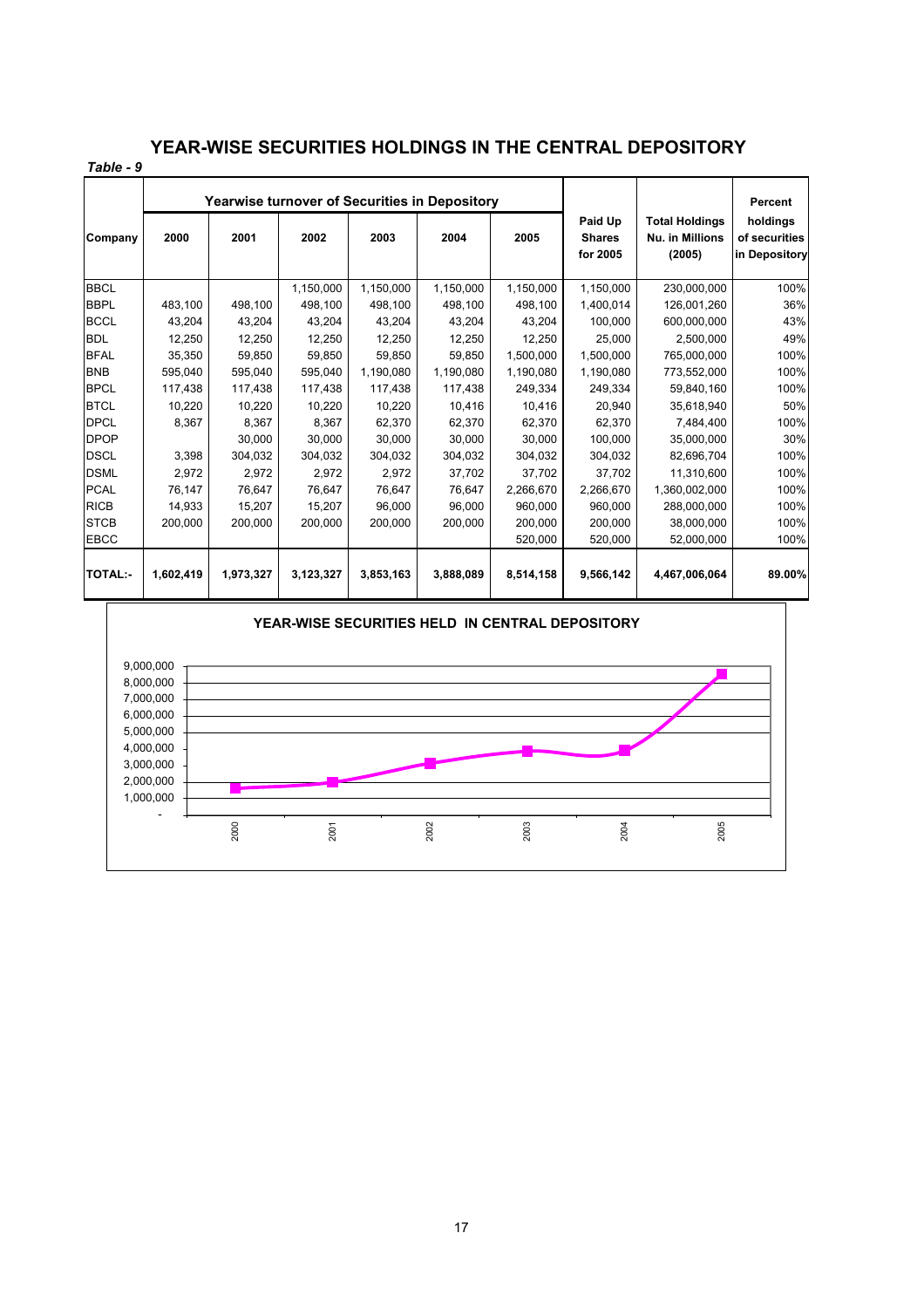# YEAR-WISE SECURITIES HOLDINGS IN THE CENTRAL DEPOSITORY

*Table - 9*

| Company | Yearwise turnover of Securities in Depository | | | | | | Paid Up Shares for 2005 | Total Holdings Nu. in Millions (2005) | Percent holdings of securities in Depository |
|---|---|---|---|---|---|---|---|---|---|
| | 2000 | 2001 | 2002 | 2003 | 2004 | 2005 | | | |
| BBCL | | | 1,150,000 | 1,150,000 | 1,150,000 | 1,150,000 | 1,150,000 | 230,000,000 | 100% |
| BBPL | 483,100 | 498,100 | 498,100 | 498,100 | 498,100 | 498,100 | 1,400,014 | 126,001,260 | 36% |
| BCCL | 43,204 | 43,204 | 43,204 | 43,204 | 43,204 | 43,204 | 100,000 | 600,000,000 | 43% |
| BDL | 12,250 | 12,250 | 12,250 | 12,250 | 12,250 | 12,250 | 25,000 | 2,500,000 | 49% |
| BFAL | 35,350 | 59,850 | 59,850 | 59,850 | 59,850 | 1,500,000 | 1,500,000 | 765,000,000 | 100% |
| BNB | 595,040 | 595,040 | 595,040 | 1,190,080 | 1,190,080 | 1,190,080 | 1,190,080 | 773,552,000 | 100% |
| BPCL | 117,438 | 117,438 | 117,438 | 117,438 | 117,438 | 249,334 | 249,334 | 59,840,160 | 100% |
| BTCL | 10,220 | 10,220 | 10,220 | 10,220 | 10,416 | 10,416 | 20,940 | 35,618,940 | 50% |
| DPCL | 8,367 | 8,367 | 8,367 | 62,370 | 62,370 | 62,370 | 62,370 | 7,484,400 | 100% |
| DPOP | | 30,000 | 30,000 | 30,000 | 30,000 | 30,000 | 100,000 | 35,000,000 | 30% |
| DSCL | 3,398 | 304,032 | 304,032 | 304,032 | 304,032 | 304,032 | 304,032 | 82,696,704 | 100% |
| DSML | 2,972 | 2,972 | 2,972 | 2,972 | 37,702 | 37,702 | 37,702 | 11,310,600 | 100% |
| PCAL | 76,147 | 76,647 | 76,647 | 76,647 | 76,647 | 2,266,670 | 2,266,670 | 1,360,002,000 | 100% |
| RICB | 14,933 | 15,207 | 15,207 | 96,000 | 96,000 | 960,000 | 960,000 | 288,000,000 | 100% |
| STCB | 200,000 | 200,000 | 200,000 | 200,000 | 200,000 | 200,000 | 200,000 | 38,000,000 | 100% |
| EBCC | | | | | | 520,000 | 520,000 | 52,000,000 | 100% |
| **TOTAL:-** | **1,602,419** | **1,973,327** | **3,123,327** | **3,853,163** | **3,888,089** | **8,514,158** | **9,566,142** | **4,467,006,064** | **89.00%** |

**YEAR-WISE SECURITIES HELD IN CENTRAL DEPOSITORY**

| Year | Securities held |
|---|---|
| 2000 | 1,602,419 |
| 2001 | 1,973,327 |
| 2002 | 3,123,327 |
| 2003 | 3,853,163 |
| 2004 | 3,888,089 |
| 2005 | 8,514,158 |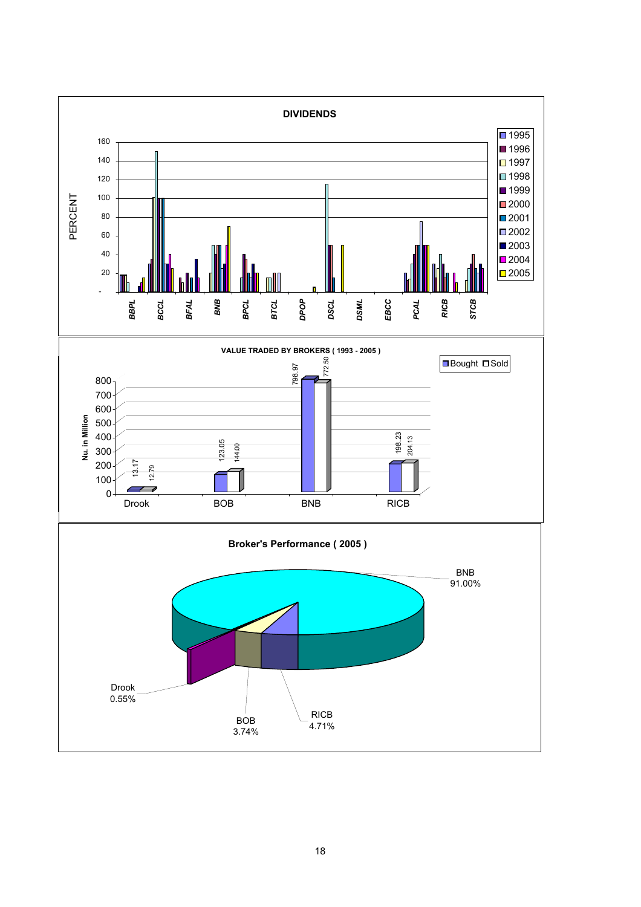**DIVIDENDS**

PERCENT

Legend: 1995, 1996, 1997, 1998, 1999, 2000, 2001, 2002, 2003, 2004, 2005

BBPL, BCCL, BFAL, BNB, BPCL, BTCL, DPOP, DSCL, DSML, EBCC, PCAL, RICB, STCB

**VALUE TRADED BY BROKERS ( 1993 - 2005 )**

Nu. in Million

| Broker | Bought | Sold |
|---|---|---|
| Drook | 13.17 | 12.79 |
| BOB | 123.05 | 144.00 |
| BNB | 798.97 | 772.50 |
| RICB | 198.23 | 204.13 |

**Broker's Performance ( 2005 )**

| Broker | Share |
|---|---|
| BNB | 91.00% |
| RICB | 4.71% |
| BOB | 3.74% |
| Drook | 0.55% |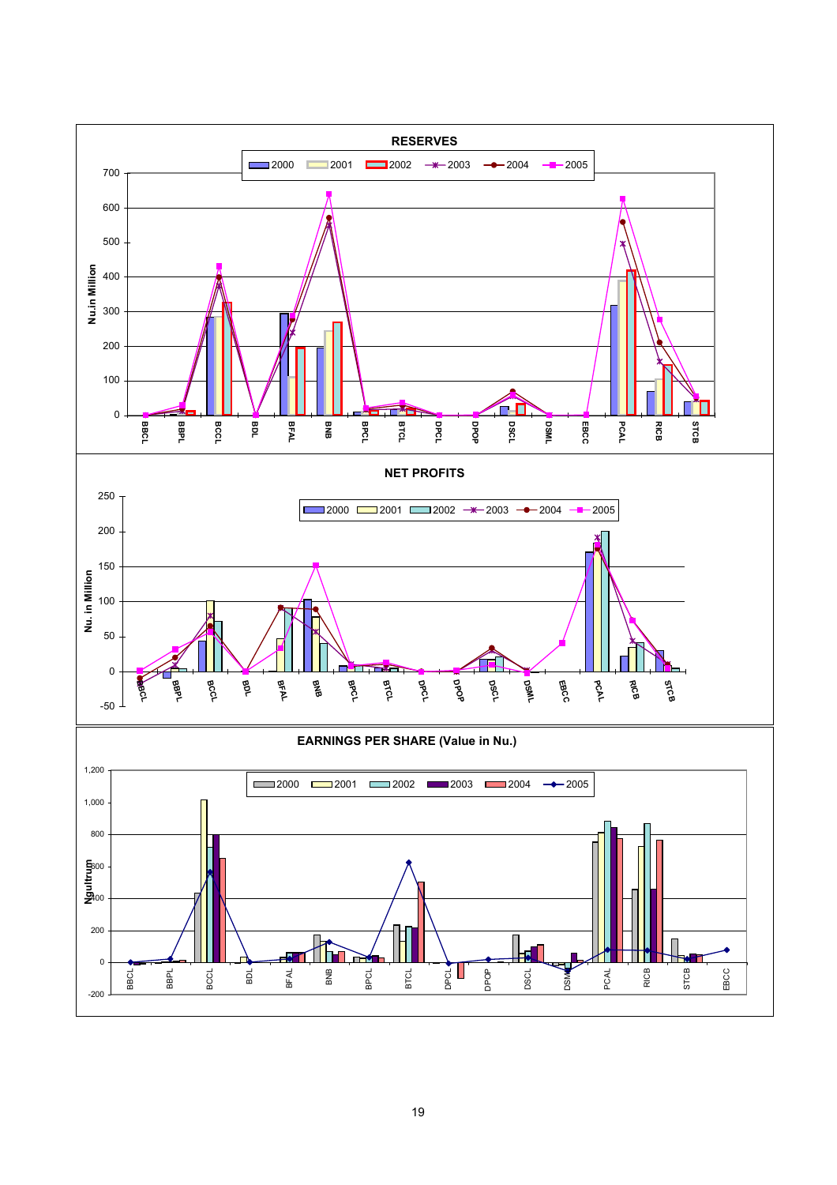## RESERVES

## NET PROFITS

## EARNINGS PER SHARE (Value in Nu.)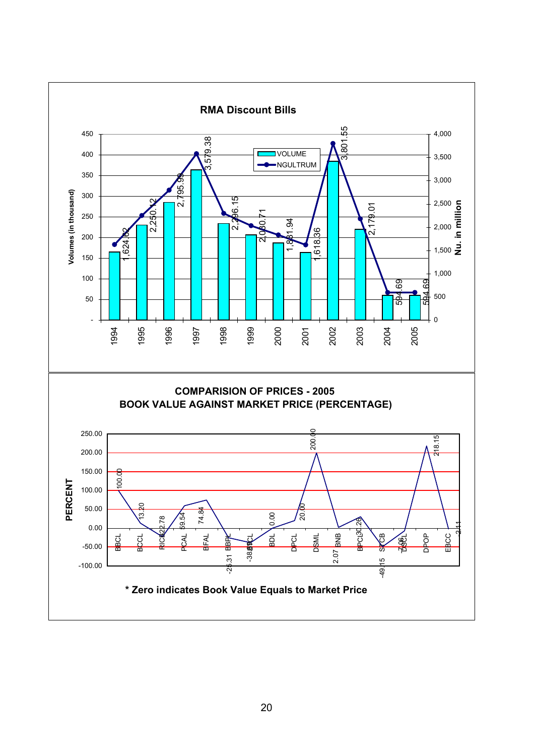## RMA Discount Bills

| Year | Nu. in million (NGULTRUM) |
| --- | --- |
| 1994 | 1,624.82 |
| 1995 | 2,250.12 |
| 1996 | 2,795.99 |
| 1997 | 3,579.38 |
| 1998 | 2,296.15 |
| 1999 | 2,030.71 |
| 2000 | 1,831.94 |
| 2001 | 1,618.36 |
| 2002 | 3,801.55 |
| 2003 | 2,179.01 |
| 2004 | 594.69 |
| 2005 | 594.69 |

Legend: VOLUME (bars, Volumes (in thousand)); NGULTRUM (line, Nu. in million)

## COMPARISION OF PRICES - 2005
## BOOK VALUE AGAINST MARKET PRICE (PERCENTAGE)

| Company | PERCENT |
| --- | --- |
| BBCL | 100.00 |
| BCCL | 13.20 |
| RICB | -22.78 |
| PCAL | 59.54 |
| BFAL | 74.84 |
| BBPL | -25.31 |
| ...CL | -38.61 |
| BDL | 0.00 |
| DPCL | 20.00 |
| DSML | 200.00 |
| BNB | 2.07 |
| BPCL | 30.26 |
| STCB | -49.15 |
| DSCL | -7.06 |
| DPOP | 218.15 |
| EBCC | 2.11 |

**\* Zero indicates Book Value Equals to Market Price**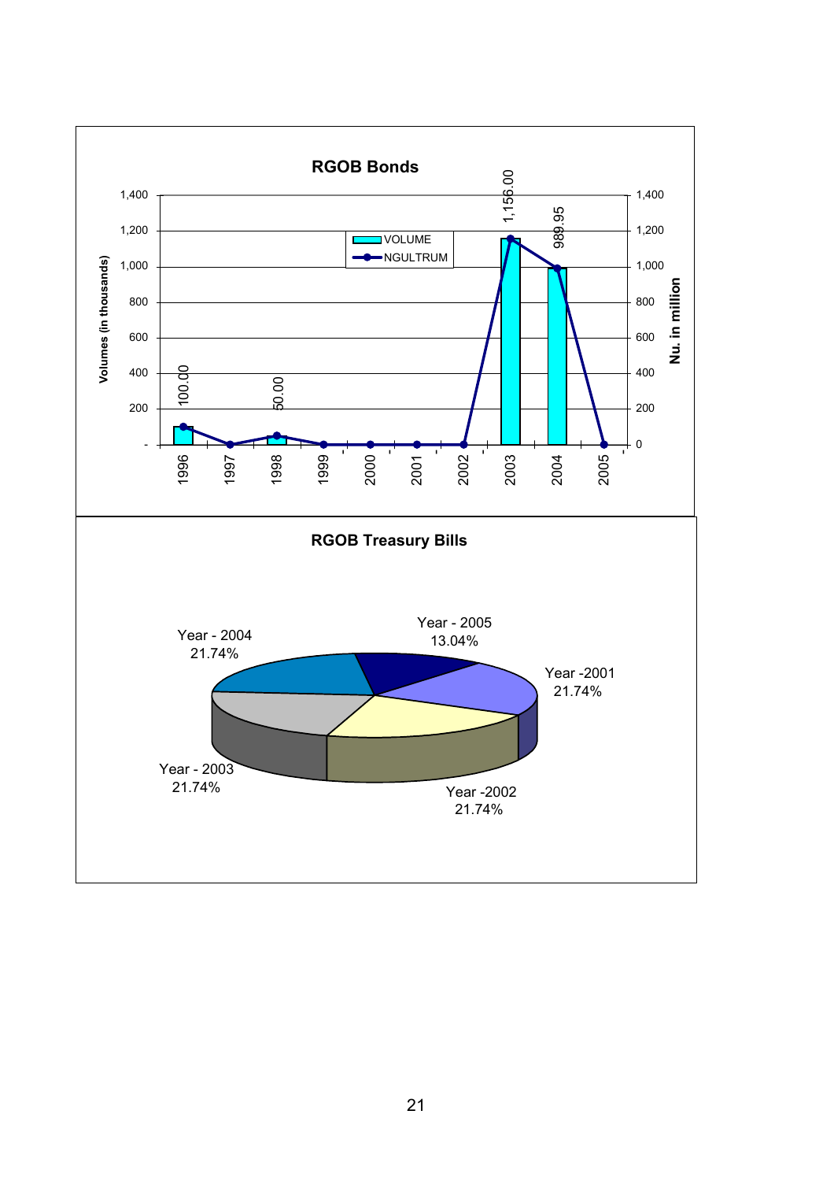**RGOB Bonds**

| Year | VOLUME (in thousands) | NGULTRUM (Nu. in million) |
|---|---|---|
| 1996 | 100.00 | 100.00 |
| 1997 | - | - |
| 1998 | 50.00 | 50.00 |
| 1999 | - | - |
| 2000 | - | - |
| 2001 | - | - |
| 2002 | - | - |
| 2003 | 1,156.00 | 1,156.00 |
| 2004 | 989.95 | 989.95 |
| 2005 | - | - |

**RGOB Treasury Bills**

| Year | Share |
|---|---|
| Year - 2001 | 21.74% |
| Year - 2002 | 21.74% |
| Year - 2003 | 21.74% |
| Year - 2004 | 21.74% |
| Year - 2005 | 13.04% |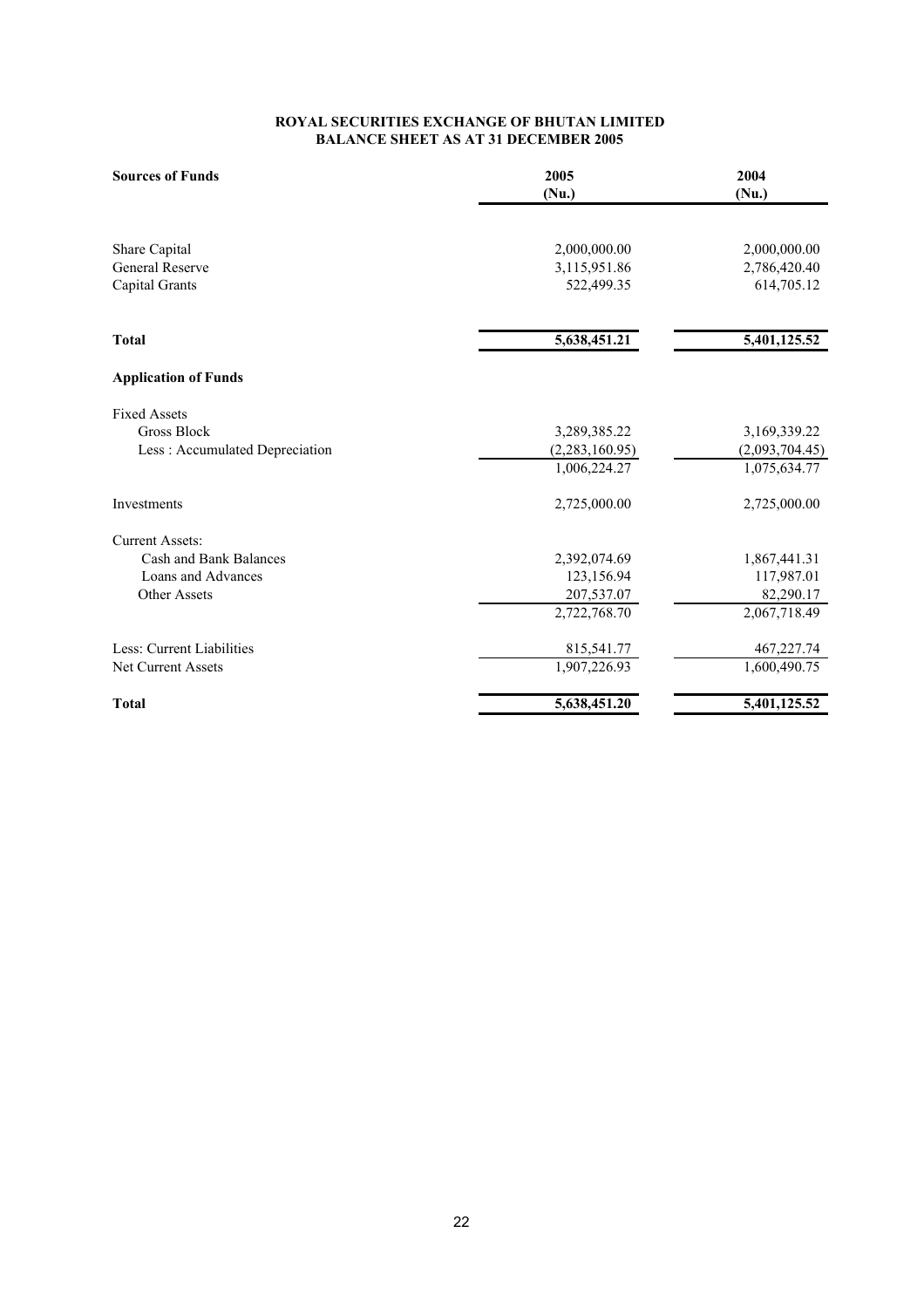**ROYAL SECURITIES EXCHANGE OF BHUTAN LIMITED**
**BALANCE SHEET AS AT 31 DECEMBER 2005**

| **Sources of Funds** | **2005 (Nu.)** | **2004 (Nu.)** |
|---|---|---|
| Share Capital | 2,000,000.00 | 2,000,000.00 |
| General Reserve | 3,115,951.86 | 2,786,420.40 |
| Capital Grants | 522,499.35 | 614,705.12 |
| **Total** | **5,638,451.21** | **5,401,125.52** |
| **Application of Funds** | | |
| Fixed Assets | | |
| Gross Block | 3,289,385.22 | 3,169,339.22 |
| Less : Accumulated Depreciation | (2,283,160.95) | (2,093,704.45) |
| | 1,006,224.27 | 1,075,634.77 |
| Investments | 2,725,000.00 | 2,725,000.00 |
| Current Assets: | | |
| Cash and Bank Balances | 2,392,074.69 | 1,867,441.31 |
| Loans and Advances | 123,156.94 | 117,987.01 |
| Other Assets | 207,537.07 | 82,290.17 |
| | 2,722,768.70 | 2,067,718.49 |
| Less: Current Liabilities | 815,541.77 | 467,227.74 |
| Net Current Assets | 1,907,226.93 | 1,600,490.75 |
| **Total** | **5,638,451.20** | **5,401,125.52** |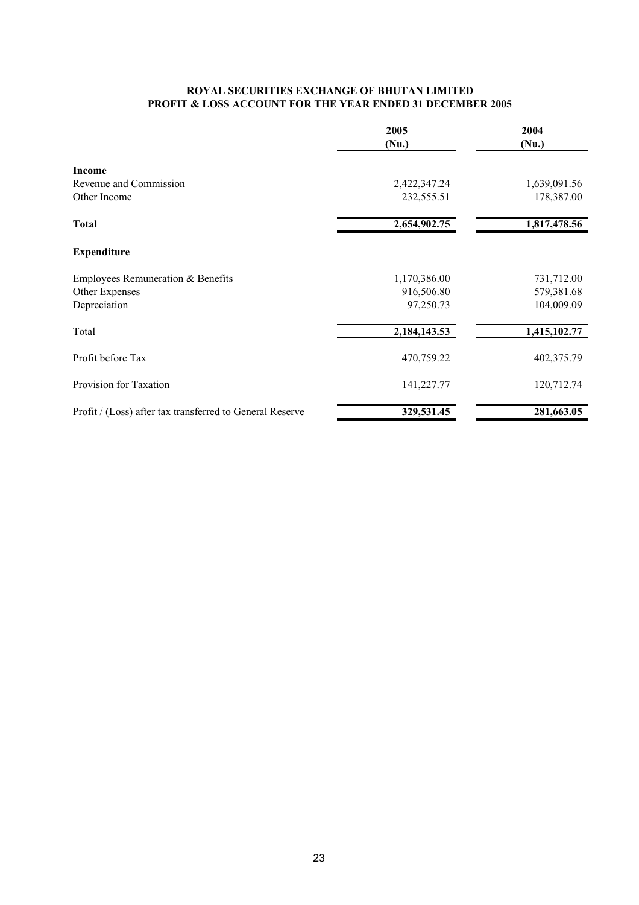**ROYAL SECURITIES EXCHANGE OF BHUTAN LIMITED**
**PROFIT & LOSS ACCOUNT FOR THE YEAR ENDED 31 DECEMBER 2005**

| | 2005 (Nu.) | 2004 (Nu.) |
|---|---|---|
| **Income** | | |
| Revenue and Commission | 2,422,347.24 | 1,639,091.56 |
| Other Income | 232,555.51 | 178,387.00 |
| **Total** | **2,654,902.75** | **1,817,478.56** |
| **Expenditure** | | |
| Employees Remuneration & Benefits | 1,170,386.00 | 731,712.00 |
| Other Expenses | 916,506.80 | 579,381.68 |
| Depreciation | 97,250.73 | 104,009.09 |
| Total | **2,184,143.53** | **1,415,102.77** |
| Profit before Tax | 470,759.22 | 402,375.79 |
| Provision for Taxation | 141,227.77 | 120,712.74 |
| Profit / (Loss) after tax transferred to General Reserve | **329,531.45** | **281,663.05** |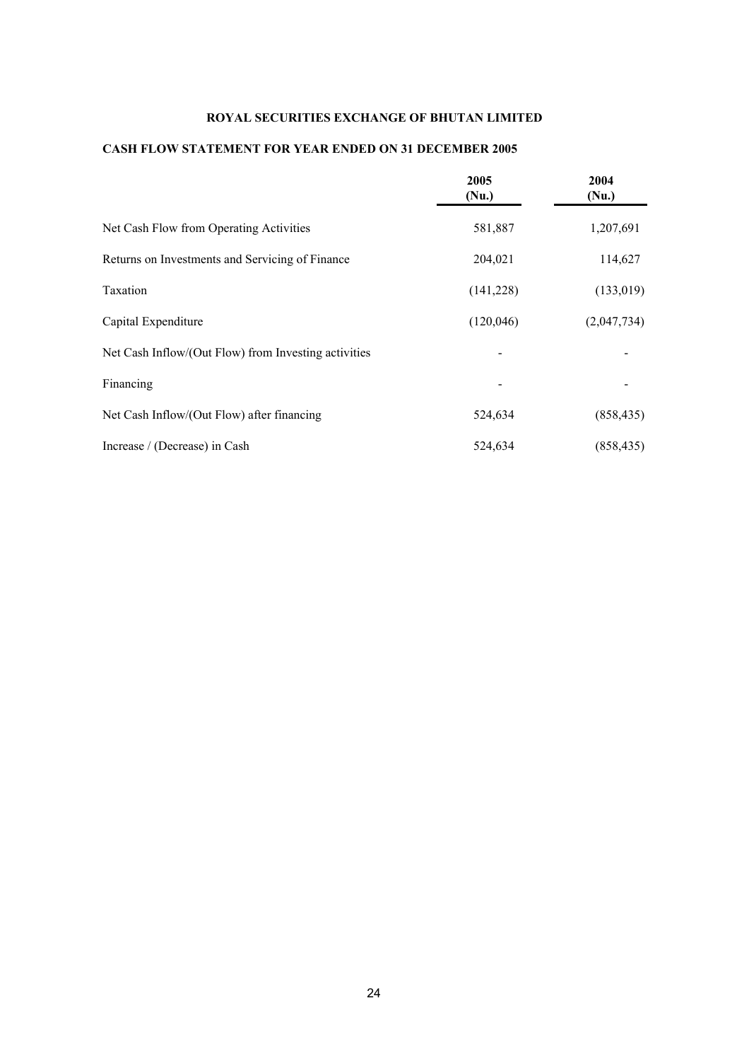# ROYAL SECURITIES EXCHANGE OF BHUTAN LIMITED

## CASH FLOW STATEMENT FOR YEAR ENDED ON 31 DECEMBER 2005

| | 2005 (Nu.) | 2004 (Nu.) |
|---|---|---|
| Net Cash Flow from Operating Activities | 581,887 | 1,207,691 |
| Returns on Investments and Servicing of Finance | 204,021 | 114,627 |
| Taxation | (141,228) | (133,019) |
| Capital Expenditure | (120,046) | (2,047,734) |
| Net Cash Inflow/(Out Flow) from Investing activities | - | - |
| Financing | - | - |
| Net Cash Inflow/(Out Flow) after financing | 524,634 | (858,435) |
| Increase / (Decrease) in Cash | 524,634 | (858,435) |